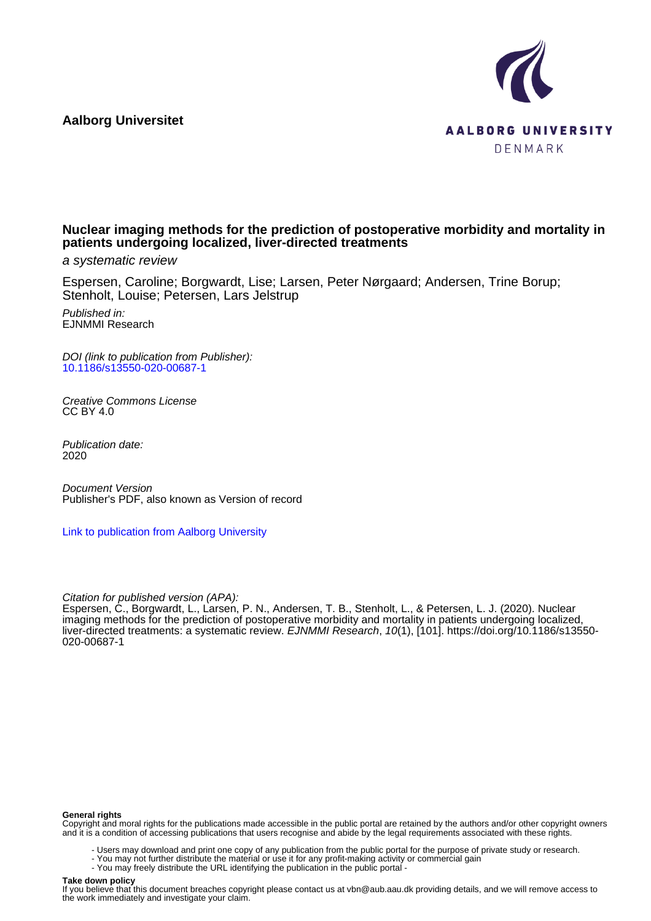**Aalborg Universitet**

AALBORG UNIVERSITY
DENMARK

# Nuclear imaging methods for the prediction of postoperative morbidity and mortality in patients undergoing localized, liver-directed treatments

*a systematic review*

Espersen, Caroline; Borgwardt, Lise; Larsen, Peter Nørgaard; Andersen, Trine Borup; Stenholt, Louise; Petersen, Lars Jelstrup

*Published in:*
EJNMMI Research

*DOI (link to publication from Publisher):*
10.1186/s13550-020-00687-1

*Creative Commons License*
CC BY 4.0

*Publication date:*
2020

*Document Version*
Publisher's PDF, also known as Version of record

Link to publication from Aalborg University

*Citation for published version (APA):*
Espersen, C., Borgwardt, L., Larsen, P. N., Andersen, T. B., Stenholt, L., & Petersen, L. J. (2020). Nuclear imaging methods for the prediction of postoperative morbidity and mortality in patients undergoing localized, liver-directed treatments: a systematic review. *EJNMMI Research*, *10*(1), [101]. https://doi.org/10.1186/s13550-020-00687-1

**General rights**
Copyright and moral rights for the publications made accessible in the public portal are retained by the authors and/or other copyright owners and it is a condition of accessing publications that users recognise and abide by the legal requirements associated with these rights.

- Users may download and print one copy of any publication from the public portal for the purpose of private study or research.
- You may not further distribute the material or use it for any profit-making activity or commercial gain
- You may freely distribute the URL identifying the publication in the public portal -

**Take down policy**
If you believe that this document breaches copyright please contact us at vbn@aub.aau.dk providing details, and we will remove access to the work immediately and investigate your claim.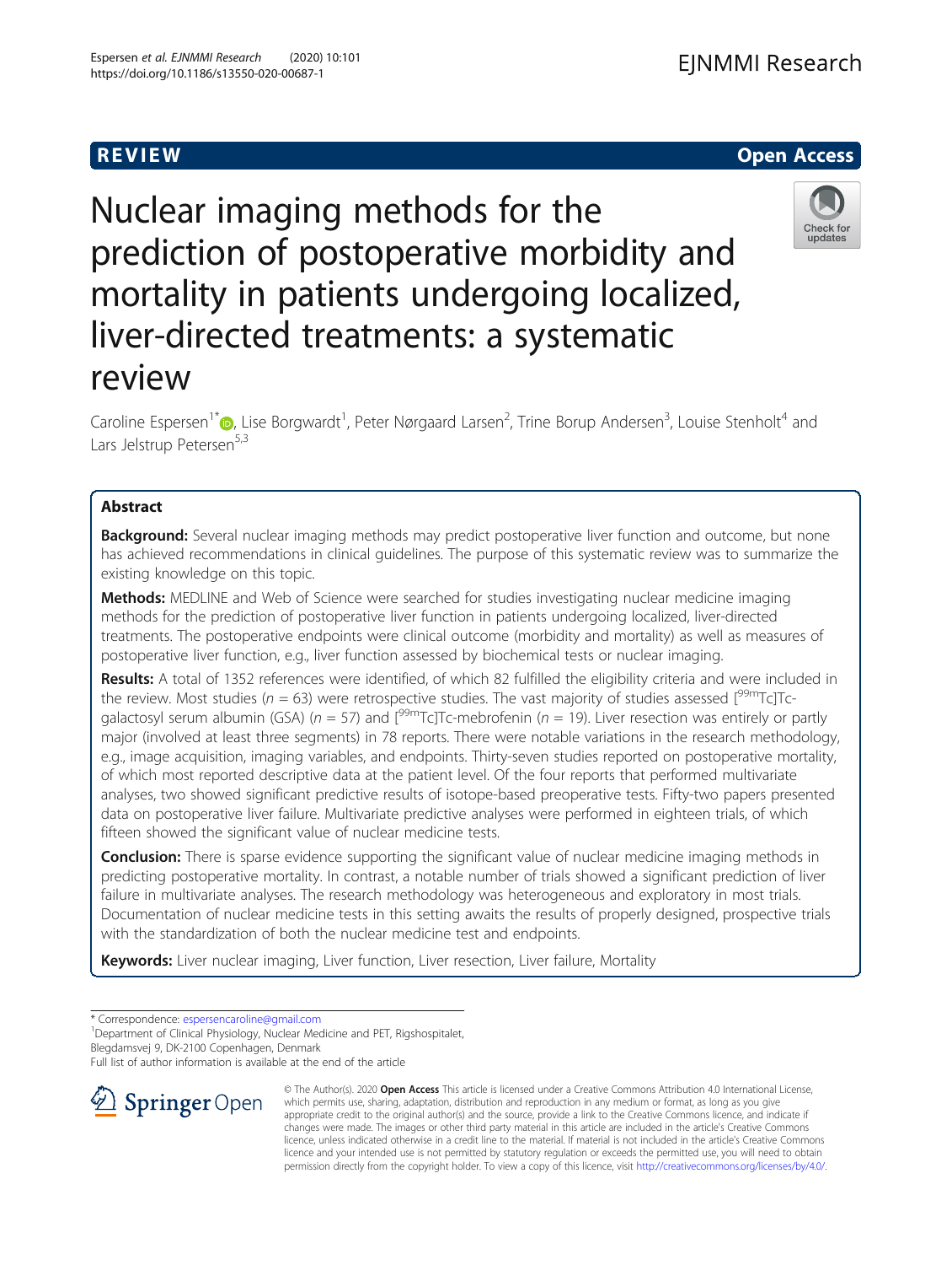# REVIEW

# Nuclear imaging methods for the prediction of postoperative morbidity and mortality in patients undergoing localized, liver-directed treatments: a systematic review

Caroline Espersen[1*], Lise Borgwardt[1], Peter Nørgaard Larsen[2], Trine Borup Andersen[3], Louise Stenholt[4] and Lars Jelstrup Petersen[5,3]

## Abstract

**Background:** Several nuclear imaging methods may predict postoperative liver function and outcome, but none has achieved recommendations in clinical guidelines. The purpose of this systematic review was to summarize the existing knowledge on this topic.

**Methods:** MEDLINE and Web of Science were searched for studies investigating nuclear medicine imaging methods for the prediction of postoperative liver function in patients undergoing localized, liver-directed treatments. The postoperative endpoints were clinical outcome (morbidity and mortality) as well as measures of postoperative liver function, e.g., liver function assessed by biochemical tests or nuclear imaging.

**Results:** A total of 1352 references were identified, of which 82 fulfilled the eligibility criteria and were included in the review. Most studies ($n = 63$) were retrospective studies. The vast majority of studies assessed [$^{99m}$Tc]Tc-galactosyl serum albumin (GSA) ($n = 57$) and [$^{99m}$Tc]Tc-mebrofenin ($n = 19$). Liver resection was entirely or partly major (involved at least three segments) in 78 reports. There were notable variations in the research methodology, e.g., image acquisition, imaging variables, and endpoints. Thirty-seven studies reported on postoperative mortality, of which most reported descriptive data at the patient level. Of the four reports that performed multivariate analyses, two showed significant predictive results of isotope-based preoperative tests. Fifty-two papers presented data on postoperative liver failure. Multivariate predictive analyses were performed in eighteen trials, of which fifteen showed the significant value of nuclear medicine tests.

**Conclusion:** There is sparse evidence supporting the significant value of nuclear medicine imaging methods in predicting postoperative mortality. In contrast, a notable number of trials showed a significant prediction of liver failure in multivariate analyses. The research methodology was heterogeneous and exploratory in most trials. Documentation of nuclear medicine tests in this setting awaits the results of properly designed, prospective trials with the standardization of both the nuclear medicine test and endpoints.

**Keywords:** Liver nuclear imaging, Liver function, Liver resection, Liver failure, Mortality

\* Correspondence: espersencaroline@gmail.com

[1]Department of Clinical Physiology, Nuclear Medicine and PET, Rigshospitalet, Blegdamsvej 9, DK-2100 Copenhagen, Denmark

Full list of author information is available at the end of the article

© The Author(s). 2020 **Open Access** This article is licensed under a Creative Commons Attribution 4.0 International License, which permits use, sharing, adaptation, distribution and reproduction in any medium or format, as long as you give appropriate credit to the original author(s) and the source, provide a link to the Creative Commons licence, and indicate if changes were made. The images or other third party material in this article are included in the article's Creative Commons licence, unless indicated otherwise in a credit line to the material. If material is not included in the article's Creative Commons licence and your intended use is not permitted by statutory regulation or exceeds the permitted use, you will need to obtain permission directly from the copyright holder. To view a copy of this licence, visit http://creativecommons.org/licenses/by/4.0/.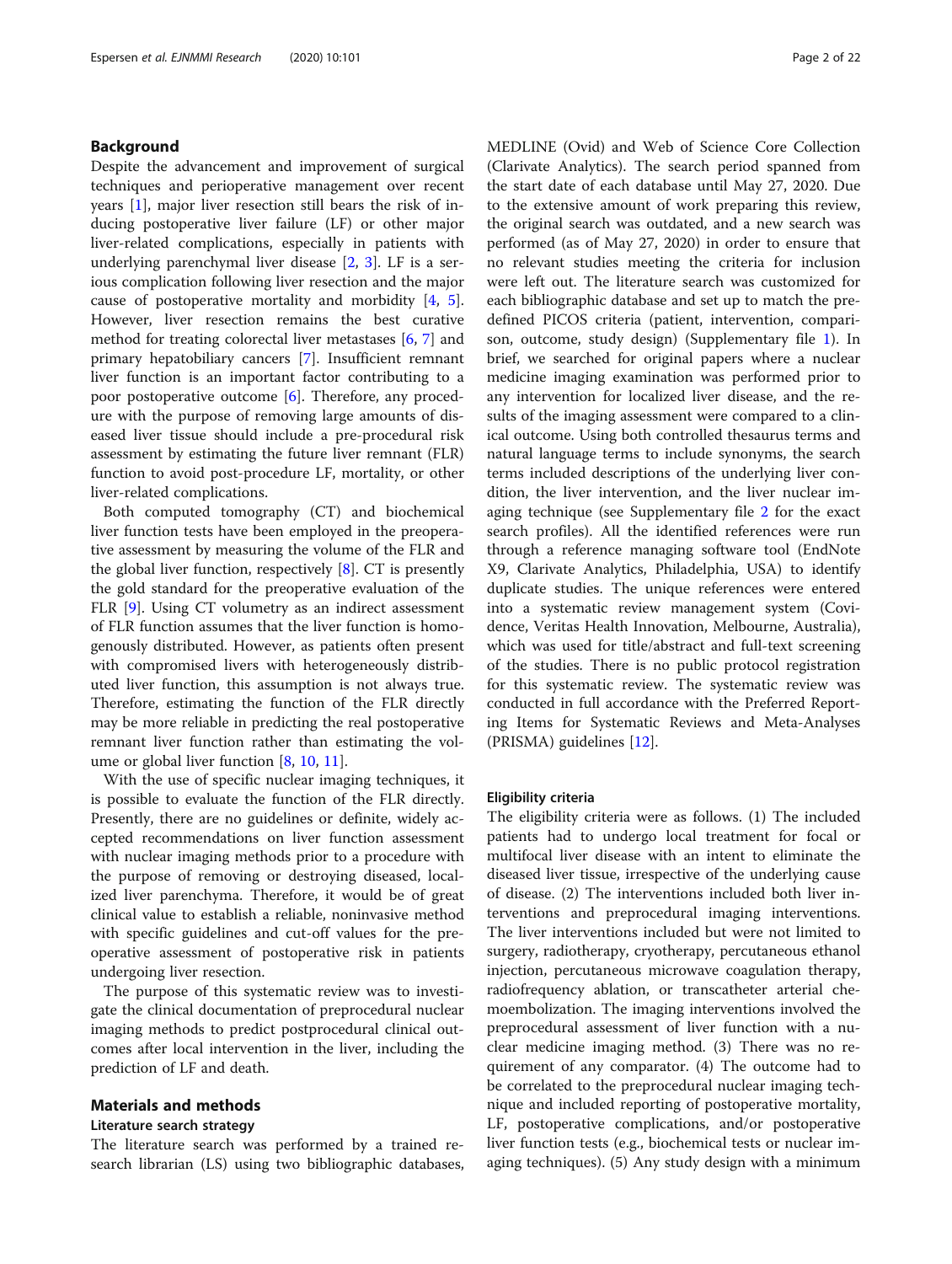## Background

Despite the advancement and improvement of surgical techniques and perioperative management over recent years [1], major liver resection still bears the risk of inducing postoperative liver failure (LF) or other major liver-related complications, especially in patients with underlying parenchymal liver disease [2, 3]. LF is a serious complication following liver resection and the major cause of postoperative mortality and morbidity [4, 5]. However, liver resection remains the best curative method for treating colorectal liver metastases [6, 7] and primary hepatobiliary cancers [7]. Insufficient remnant liver function is an important factor contributing to a poor postoperative outcome [6]. Therefore, any procedure with the purpose of removing large amounts of diseased liver tissue should include a pre-procedural risk assessment by estimating the future liver remnant (FLR) function to avoid post-procedure LF, mortality, or other liver-related complications.

Both computed tomography (CT) and biochemical liver function tests have been employed in the preoperative assessment by measuring the volume of the FLR and the global liver function, respectively [8]. CT is presently the gold standard for the preoperative evaluation of the FLR [9]. Using CT volumetry as an indirect assessment of FLR function assumes that the liver function is homogenously distributed. However, as patients often present with compromised livers with heterogeneously distributed liver function, this assumption is not always true. Therefore, estimating the function of the FLR directly may be more reliable in predicting the real postoperative remnant liver function rather than estimating the volume or global liver function [8, 10, 11].

With the use of specific nuclear imaging techniques, it is possible to evaluate the function of the FLR directly. Presently, there are no guidelines or definite, widely accepted recommendations on liver function assessment with nuclear imaging methods prior to a procedure with the purpose of removing or destroying diseased, localized liver parenchyma. Therefore, it would be of great clinical value to establish a reliable, noninvasive method with specific guidelines and cut-off values for the preoperative assessment of postoperative risk in patients undergoing liver resection.

The purpose of this systematic review was to investigate the clinical documentation of preprocedural nuclear imaging methods to predict postprocedural clinical outcomes after local intervention in the liver, including the prediction of LF and death.

## Materials and methods

### Literature search strategy

The literature search was performed by a trained research librarian (LS) using two bibliographic databases, MEDLINE (Ovid) and Web of Science Core Collection (Clarivate Analytics). The search period spanned from the start date of each database until May 27, 2020. Due to the extensive amount of work preparing this review, the original search was outdated, and a new search was performed (as of May 27, 2020) in order to ensure that no relevant studies meeting the criteria for inclusion were left out. The literature search was customized for each bibliographic database and set up to match the predefined PICOS criteria (patient, intervention, comparison, outcome, study design) (Supplementary file 1). In brief, we searched for original papers where a nuclear medicine imaging examination was performed prior to any intervention for localized liver disease, and the results of the imaging assessment were compared to a clinical outcome. Using both controlled thesaurus terms and natural language terms to include synonyms, the search terms included descriptions of the underlying liver condition, the liver intervention, and the liver nuclear imaging technique (see Supplementary file 2 for the exact search profiles). All the identified references were run through a reference managing software tool (EndNote X9, Clarivate Analytics, Philadelphia, USA) to identify duplicate studies. The unique references were entered into a systematic review management system (Covidence, Veritas Health Innovation, Melbourne, Australia), which was used for title/abstract and full-text screening of the studies. There is no public protocol registration for this systematic review. The systematic review was conducted in full accordance with the Preferred Reporting Items for Systematic Reviews and Meta-Analyses (PRISMA) guidelines [12].

### Eligibility criteria

The eligibility criteria were as follows. (1) The included patients had to undergo local treatment for focal or multifocal liver disease with an intent to eliminate the diseased liver tissue, irrespective of the underlying cause of disease. (2) The interventions included both liver interventions and preprocedural imaging interventions. The liver interventions included but were not limited to surgery, radiotherapy, cryotherapy, percutaneous ethanol injection, percutaneous microwave coagulation therapy, radiofrequency ablation, or transcatheter arterial chemoembolization. The imaging interventions involved the preprocedural assessment of liver function with a nuclear medicine imaging method. (3) There was no requirement of any comparator. (4) The outcome had to be correlated to the preprocedural nuclear imaging technique and included reporting of postoperative mortality, LF, postoperative complications, and/or postoperative liver function tests (e.g., biochemical tests or nuclear imaging techniques). (5) Any study design with a minimum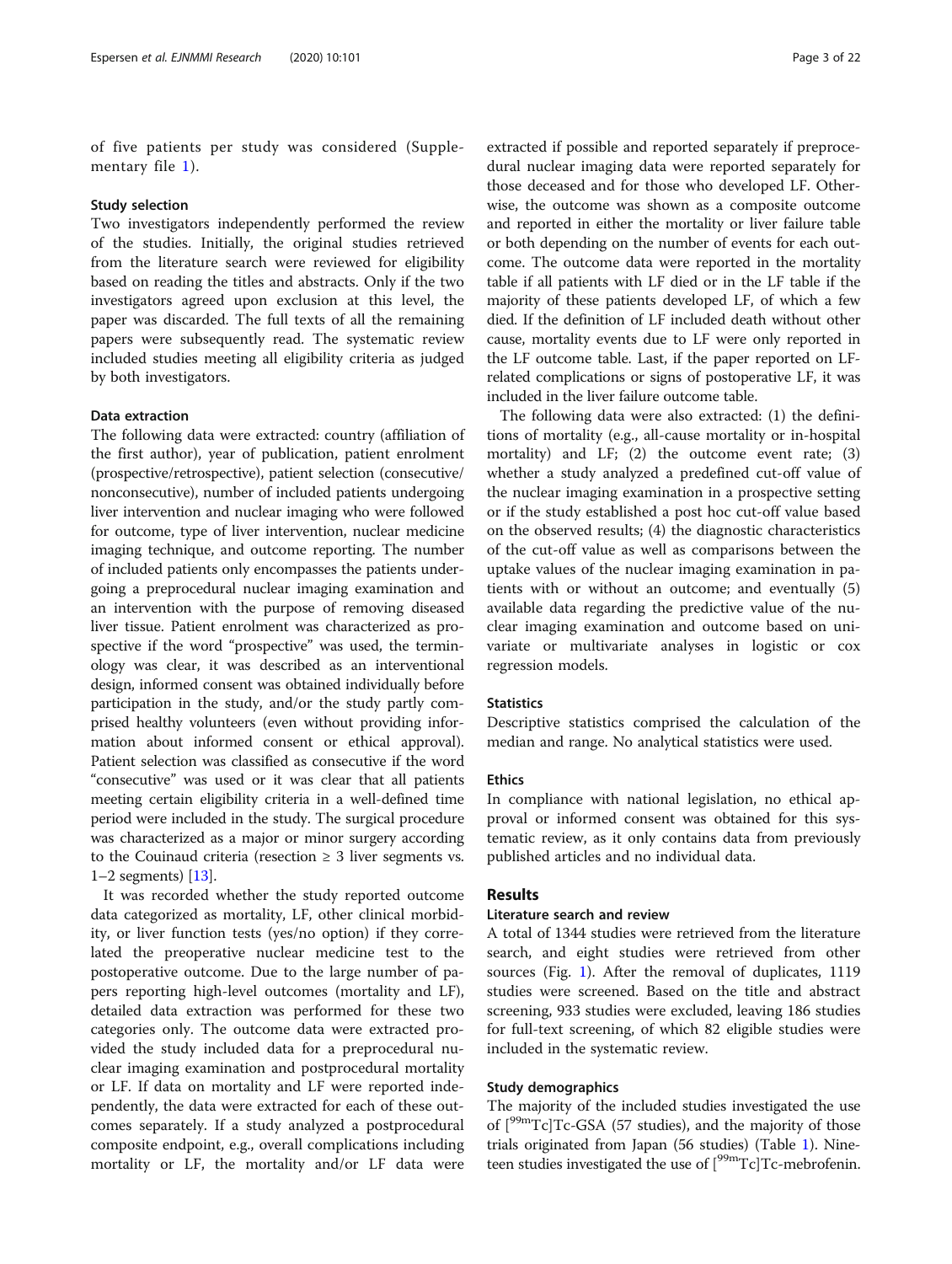of five patients per study was considered (Supplementary file 1).

### Study selection

Two investigators independently performed the review of the studies. Initially, the original studies retrieved from the literature search were reviewed for eligibility based on reading the titles and abstracts. Only if the two investigators agreed upon exclusion at this level, the paper was discarded. The full texts of all the remaining papers were subsequently read. The systematic review included studies meeting all eligibility criteria as judged by both investigators.

### Data extraction

The following data were extracted: country (affiliation of the first author), year of publication, patient enrolment (prospective/retrospective), patient selection (consecutive/nonconsecutive), number of included patients undergoing liver intervention and nuclear imaging who were followed for outcome, type of liver intervention, nuclear medicine imaging technique, and outcome reporting. The number of included patients only encompasses the patients undergoing a preprocedural nuclear imaging examination and an intervention with the purpose of removing diseased liver tissue. Patient enrolment was characterized as prospective if the word "prospective" was used, the terminology was clear, it was described as an interventional design, informed consent was obtained individually before participation in the study, and/or the study partly comprised healthy volunteers (even without providing information about informed consent or ethical approval). Patient selection was classified as consecutive if the word "consecutive" was used or it was clear that all patients meeting certain eligibility criteria in a well-defined time period were included in the study. The surgical procedure was characterized as a major or minor surgery according to the Couinaud criteria (resection ≥ 3 liver segments vs. 1–2 segments) [13].

It was recorded whether the study reported outcome data categorized as mortality, LF, other clinical morbidity, or liver function tests (yes/no option) if they correlated the preoperative nuclear medicine test to the postoperative outcome. Due to the large number of papers reporting high-level outcomes (mortality and LF), detailed data extraction was performed for these two categories only. The outcome data were extracted provided the study included data for a preprocedural nuclear imaging examination and postprocedural mortality or LF. If data on mortality and LF were reported independently, the data were extracted for each of these outcomes separately. If a study analyzed a postprocedural composite endpoint, e.g., overall complications including mortality or LF, the mortality and/or LF data were extracted if possible and reported separately if preprocedural nuclear imaging data were reported separately for those deceased and for those who developed LF. Otherwise, the outcome was shown as a composite outcome and reported in either the mortality or liver failure table or both depending on the number of events for each outcome. The outcome data were reported in the mortality table if all patients with LF died or in the LF table if the majority of these patients developed LF, of which a few died. If the definition of LF included death without other cause, mortality events due to LF were only reported in the LF outcome table. Last, if the paper reported on LF-related complications or signs of postoperative LF, it was included in the liver failure outcome table.

The following data were also extracted: (1) the definitions of mortality (e.g., all-cause mortality or in-hospital mortality) and LF; (2) the outcome event rate; (3) whether a study analyzed a predefined cut-off value of the nuclear imaging examination in a prospective setting or if the study established a post hoc cut-off value based on the observed results; (4) the diagnostic characteristics of the cut-off value as well as comparisons between the uptake values of the nuclear imaging examination in patients with or without an outcome; and eventually (5) available data regarding the predictive value of the nuclear imaging examination and outcome based on univariate or multivariate analyses in logistic or cox regression models.

### Statistics

Descriptive statistics comprised the calculation of the median and range. No analytical statistics were used.

### Ethics

In compliance with national legislation, no ethical approval or informed consent was obtained for this systematic review, as it only contains data from previously published articles and no individual data.

## Results

### Literature search and review

A total of 1344 studies were retrieved from the literature search, and eight studies were retrieved from other sources (Fig. 1). After the removal of duplicates, 1119 studies were screened. Based on the title and abstract screening, 933 studies were excluded, leaving 186 studies for full-text screening, of which 82 eligible studies were included in the systematic review.

### Study demographics

The majority of the included studies investigated the use of [$^{99m}$Tc]Tc-GSA (57 studies), and the majority of those trials originated from Japan (56 studies) (Table 1). Nineteen studies investigated the use of [$^{99m}$Tc]Tc-mebrofenin.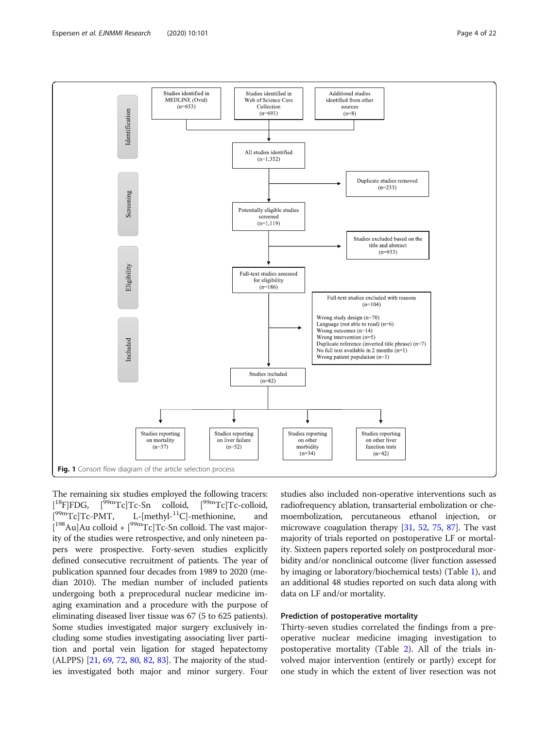Identification

- Studies identified in MEDLINE (Ovid) (n=653)
- Studies identified in Web of Science Core Collection (n=691)
- Additional studies identified from other sources (n=8)

All studies identified (n=1,352)

Screening

Duplicate studies removed (n=233)

Potentially eligible studies screened (n=1,119)

Studies excluded based on the title and abstract (n=933)

Eligibility

Full-text studies assessed for eligibility (n=186)

Full-text studies excluded with reasons (n=104)

- Wrong study design (n=70)
- Language (not able to read) (n=6)
- Wrong outcomes (n=14)
- Wrong intervention (n=5)
- Duplicate reference (inverted title phrase) (n=7)
- No full text available in 2 months (n=1)
- Wrong patient population (n=1)

Included

Studies included (n=82)

- Studies reporting on mortality (n=37)
- Studies reporting on liver failure (n=52)
- Studies reporting on other morbidity (n=34)
- Studies reporting on other liver function tests (n=42)

**Fig. 1** Consort flow diagram of the article selection process

The remaining six studies employed the following tracers: [$^{18}$F]FDG, [$^{99m}$Tc]Tc-Sn colloid, [$^{99m}$Tc]Tc-colloid, [$^{99m}$Tc]Tc-PMT, L-[methyl-$^{11}$C]-methionine, and [$^{198}$Au]Au colloid + [$^{99m}$Tc]Tc-Sn colloid. The vast majority of the studies were retrospective, and only nineteen papers were prospective. Forty-seven studies explicitly defined consecutive recruitment of patients. The year of publication spanned four decades from 1989 to 2020 (median 2010). The median number of included patients undergoing both a preprocedural nuclear medicine imaging examination and a procedure with the purpose of eliminating diseased liver tissue was 67 (5 to 625 patients). Some studies investigated major surgery exclusively including some studies investigating associating liver partition and portal vein ligation for staged hepatectomy (ALPPS) [21, 69, 72, 80, 82, 83]. The majority of the studies investigated both major and minor surgery. Four studies also included non-operative interventions such as radiofrequency ablation, transarterial embolization or chemoembolization, percutaneous ethanol injection, or microwave coagulation therapy [31, 52, 75, 87]. The vast majority of trials reported on postoperative LF or mortality. Sixteen papers reported solely on postprocedural morbidity and/or nonclinical outcome (liver function assessed by imaging or laboratory/biochemical tests) (Table 1), and an additional 48 studies reported on such data along with data on LF and/or mortality.

### Prediction of postoperative mortality

Thirty-seven studies correlated the findings from a preoperative nuclear medicine imaging investigation to postoperative mortality (Table 2). All of the trials involved major intervention (entirely or partly) except for one study in which the extent of liver resection was not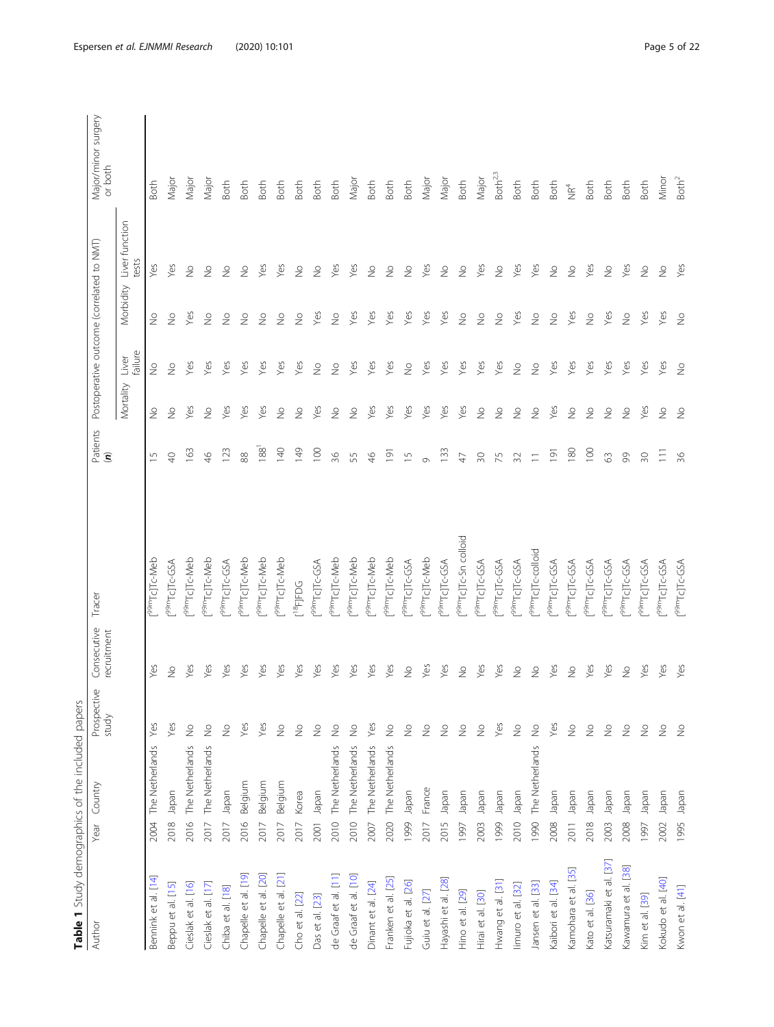**Table 1** Study demographics of the included papers

| Author | Year | Country | Prospective study | Consecutive recruitment | Tracer | Patients (n) | Postoperative outcome (correlated to NMT) | | | | Major/minor surgery or both |
|---|---|---|---|---|---|---|---|---|---|---|---|
| | | | | | | | Mortality | Liver failure | Morbidity | Liver function tests | |
| Bennink et al. [14] | 2004 | The Netherlands | Yes | Yes | [$^{99m}$Tc]Tc-Meb | 15 | No | No | No | Yes | Both |
| Beppu et al. [15] | 2018 | Japan | Yes | No | [$^{99m}$Tc]Tc-GSA | 40 | No | No | No | Yes | Major |
| Cieslak et al. [16] | 2016 | The Netherlands | No | Yes | [$^{99m}$Tc]Tc-Meb | 163 | Yes | Yes | Yes | No | Major |
| Cieslak et al. [17] | 2017 | The Netherlands | No | Yes | [$^{99m}$Tc]Tc-Meb | 46 | No | Yes | No | No | Major |
| Chiba et al. [18] | 2017 | Japan | No | Yes | [$^{99m}$Tc]Tc-GSA | 123 | Yes | Yes | No | No | Both |
| Chapelle et al. [19] | 2016 | Belgium | Yes | Yes | [$^{99m}$Tc]Tc-Meb | 88 | Yes | Yes | No | No | Both |
| Chapelle et al. [20] | 2017 | Belgium | Yes | Yes | [$^{99m}$Tc]Tc-Meb | 188[1] | Yes | Yes | No | Yes | Both |
| Chapelle et al. [21] | 2017 | Belgium | No | Yes | [$^{99m}$Tc]Tc-Meb | 140 | No | Yes | No | Yes | Both |
| Cho et al. [22] | 2017 | Korea | No | Yes | [$^{18}$F]FDG | 149 | No | Yes | No | No | Both |
| Das et al. [23] | 2001 | Japan | No | Yes | [$^{99m}$Tc]Tc-GSA | 100 | Yes | No | Yes | No | Both |
| de Graaf et al. [11] | 2010 | The Netherlands | No | Yes | [$^{99m}$Tc]Tc-Meb | 36 | No | No | No | Yes | Both |
| de Graaf et al. [10] | 2010 | The Netherlands | No | Yes | [$^{99m}$Tc]Tc-Meb | 55 | No | Yes | Yes | Yes | Major |
| Dinant et al. [24] | 2007 | The Netherlands | Yes | Yes | [$^{99m}$Tc]Tc-Meb | 46 | Yes | Yes | Yes | No | Both |
| Franken et al. [25] | 2020 | The Netherlands | No | Yes | [$^{99m}$Tc]Tc-Meb | 191 | Yes | Yes | Yes | No | Both |
| Fujioka et al. [26] | 1999 | Japan | No | No | [$^{99m}$Tc]Tc-GSA | 15 | Yes | No | Yes | No | Both |
| Guiu et al. [27] | 2017 | France | No | Yes | [$^{99m}$Tc]Tc-Meb | 9 | Yes | Yes | Yes | Yes | Major |
| Hayashi et al. [28] | 2015 | Japan | No | Yes | [$^{99m}$Tc]Tc-GSA | 133 | Yes | Yes | Yes | No | Major |
| Hino et al. [29] | 1997 | Japan | No | No | [$^{99m}$Tc]Tc-Sn colloid | 47 | Yes | Yes | No | No | Both |
| Hirai et al. [30] | 2003 | Japan | No | Yes | [$^{99m}$Tc]Tc-GSA | 30 | No | Yes | No | Yes | Major |
| Hwang et al. [31] | 1999 | Japan | Yes | Yes | [$^{99m}$Tc]Tc-GSA | 75 | No | Yes | No | No | Both[2,3] |
| Iimuro et al. [32] | 2010 | Japan | No | No | [$^{99m}$Tc]Tc-GSA | 32 | No | No | Yes | Yes | Both |
| Jansen et al. [33] | 1990 | The Netherlands | No | No | [$^{99m}$Tc]Tc-colloid | 11 | No | No | No | Yes | Both |
| Kaibori et al. [34] | 2008 | Japan | Yes | Yes | [$^{99m}$Tc]Tc-GSA | 191 | Yes | Yes | No | No | Both |
| Kamohara et al. [35] | 2011 | Japan | No | No | [$^{99m}$Tc]Tc-GSA | 180 | No | Yes | Yes | No | NR[4] |
| Kato et al. [36] | 2018 | Japan | No | Yes | [$^{99m}$Tc]Tc-GSA | 100 | No | Yes | No | Yes | Both |
| Katsuramaki et al. [37] | 2003 | Japan | No | Yes | [$^{99m}$Tc]Tc-GSA | 63 | No | Yes | Yes | No | Both |
| Kawamura et al. [38] | 2008 | Japan | No | No | [$^{99m}$Tc]Tc-GSA | 99 | No | Yes | No | Yes | Both |
| Kim et al. [39] | 1997 | Japan | No | Yes | [$^{99m}$Tc]Tc-GSA | 30 | Yes | Yes | Yes | No | Both |
| Kokudo et al. [40] | 2002 | Japan | No | Yes | [$^{99m}$Tc]Tc-GSA | 111 | No | Yes | Yes | No | Minor |
| Kwon et al. [41] | 1995 | Japan | No | Yes | [$^{99m}$Tc]Tc-GSA | 36 | No | No | No | Yes | Both[2] |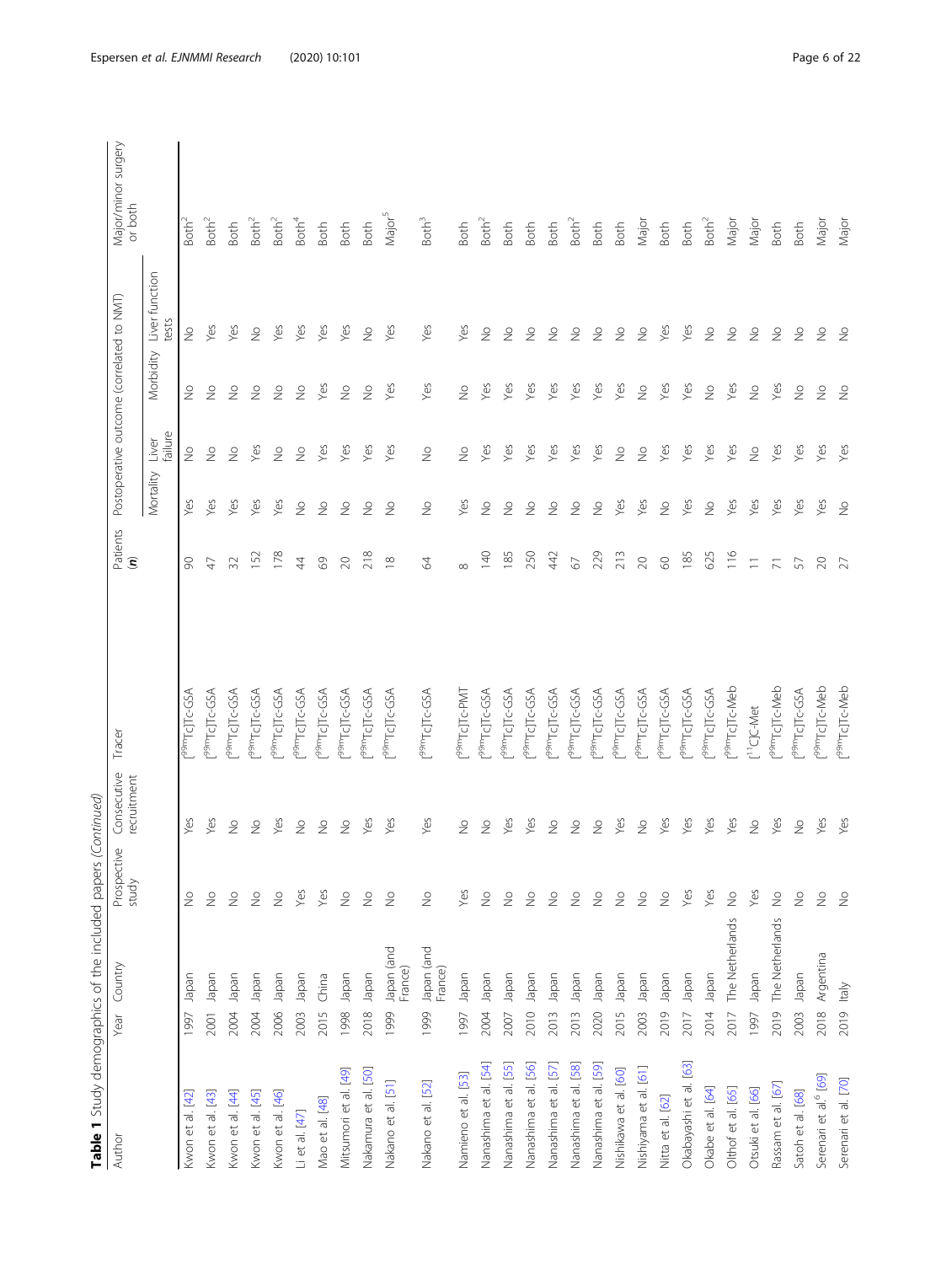**Table 1** Study demographics of the included papers *(Continued)*

| Author | Year | Country | Prospective study | Consecutive recruitment | Tracer | Patients (*n*) | Postoperative outcome (correlated to NMT) | | | | Major/minor surgery or both |
|---|---|---|---|---|---|---|---|---|---|---|---|
| | | | | | | | Mortality | Liver failure | Morbidity | Liver function tests | |
| Kwon et al. [42] | 1997 | Japan | No | Yes | [$^{99m}$Tc]Tc-GSA | 90 | Yes | No | No | No | Both[2] |
| Kwon et al. [43] | 2001 | Japan | No | Yes | [$^{99m}$Tc]Tc-GSA | 47 | Yes | No | No | Yes | Both[2] |
| Kwon et al. [44] | 2004 | Japan | No | No | [$^{99m}$Tc]Tc-GSA | 32 | Yes | No | No | Yes | Both |
| Kwon et al. [45] | 2004 | Japan | No | No | [$^{99m}$Tc]Tc-GSA | 152 | Yes | Yes | No | No | Both[2] |
| Kwon et al. [46] | 2006 | Japan | No | Yes | [$^{99m}$Tc]Tc-GSA | 178 | Yes | No | No | Yes | Both[2] |
| Li et al. [47] | 2003 | Japan | Yes | No | [$^{99m}$Tc]Tc-GSA | 44 | No | No | No | Yes | Both[4] |
| Mao et al. [48] | 2015 | China | Yes | No | [$^{99m}$Tc]Tc-GSA | 69 | No | Yes | Yes | Yes | Both |
| Mitsumori et al. [49] | 1998 | Japan | No | No | [$^{99m}$Tc]Tc-GSA | 20 | No | Yes | No | Yes | Both |
| Nakamura et al. [50] | 2018 | Japan | No | Yes | [$^{99m}$Tc]Tc-GSA | 218 | No | Yes | No | No | Both |
| Nakano et al. [51] | 1999 | Japan (and France) | No | Yes | [$^{99m}$Tc]Tc-GSA | 18 | No | Yes | Yes | Yes | Major[5] |
| Nakano et al. [52] | 1999 | Japan (and France) | No | Yes | [$^{99m}$Tc]Tc-GSA | 64 | No | No | Yes | Yes | Both[3] |
| Namieno et al. [53] | 1997 | Japan | Yes | No | [$^{99m}$Tc]Tc-PMT | 8 | Yes | No | No | Yes | Both |
| Nanashima et al. [54] | 2004 | Japan | No | No | [$^{99m}$Tc]Tc-GSA | 140 | No | Yes | Yes | No | Both[2] |
| Nanashima et al. [55] | 2007 | Japan | No | Yes | [$^{99m}$Tc]Tc-GSA | 185 | No | Yes | Yes | No | Both |
| Nanashima et al. [56] | 2010 | Japan | No | Yes | [$^{99m}$Tc]Tc-GSA | 250 | No | Yes | Yes | No | Both |
| Nanashima et al. [57] | 2013 | Japan | No | No | [$^{99m}$Tc]Tc-GSA | 442 | No | Yes | Yes | No | Both |
| Nanashima et al. [58] | 2013 | Japan | No | No | [$^{99m}$Tc]Tc-GSA | 67 | No | Yes | Yes | No | Both[2] |
| Nanashima et al. [59] | 2020 | Japan | No | No | [$^{99m}$Tc]Tc-GSA | 229 | No | Yes | Yes | No | Both |
| Nishikawa et al. [60] | 2015 | Japan | No | Yes | [$^{99m}$Tc]Tc-GSA | 213 | Yes | No | Yes | No | Both |
| Nishiyama et al. [61] | 2003 | Japan | No | No | [$^{99m}$Tc]Tc-GSA | 20 | Yes | No | No | No | Major |
| Nitta et al. [62] | 2019 | Japan | No | Yes | [$^{99m}$Tc]Tc-GSA | 60 | No | Yes | Yes | Yes | Both |
| Okabayashi et al. [63] | 2017 | Japan | Yes | Yes | [$^{99m}$Tc]Tc-GSA | 185 | Yes | Yes | Yes | Yes | Both |
| Okabe et al. [64] | 2014 | Japan | Yes | Yes | [$^{99m}$Tc]Tc-GSA | 625 | No | Yes | No | No | Both[2] |
| Olthof et al. [65] | 2017 | The Netherlands | No | Yes | [$^{99m}$Tc]Tc-Meb | 116 | Yes | Yes | Yes | No | Major |
| Otsuki et al. [66] | 1997 | Japan | Yes | No | [$^{11}$C]C-Met | 11 | Yes | No | No | No | Major |
| Rassam et al. [67] | 2019 | The Netherlands | No | Yes | [$^{99m}$Tc]Tc-Meb | 71 | Yes | Yes | Yes | No | Both |
| Satoh et al. [68] | 2003 | Japan | No | No | [$^{99m}$Tc]Tc-GSA | 57 | Yes | Yes | No | No | Both |
| Serenari et al[6] [69] | 2018 | Argentina | No | Yes | [$^{99m}$Tc]Tc-Meb | 20 | Yes | Yes | No | No | Major |
| Serenari et al. [70] | 2019 | Italy | No | Yes | [$^{99m}$Tc]Tc-Meb | 27 | No | Yes | No | No | Major |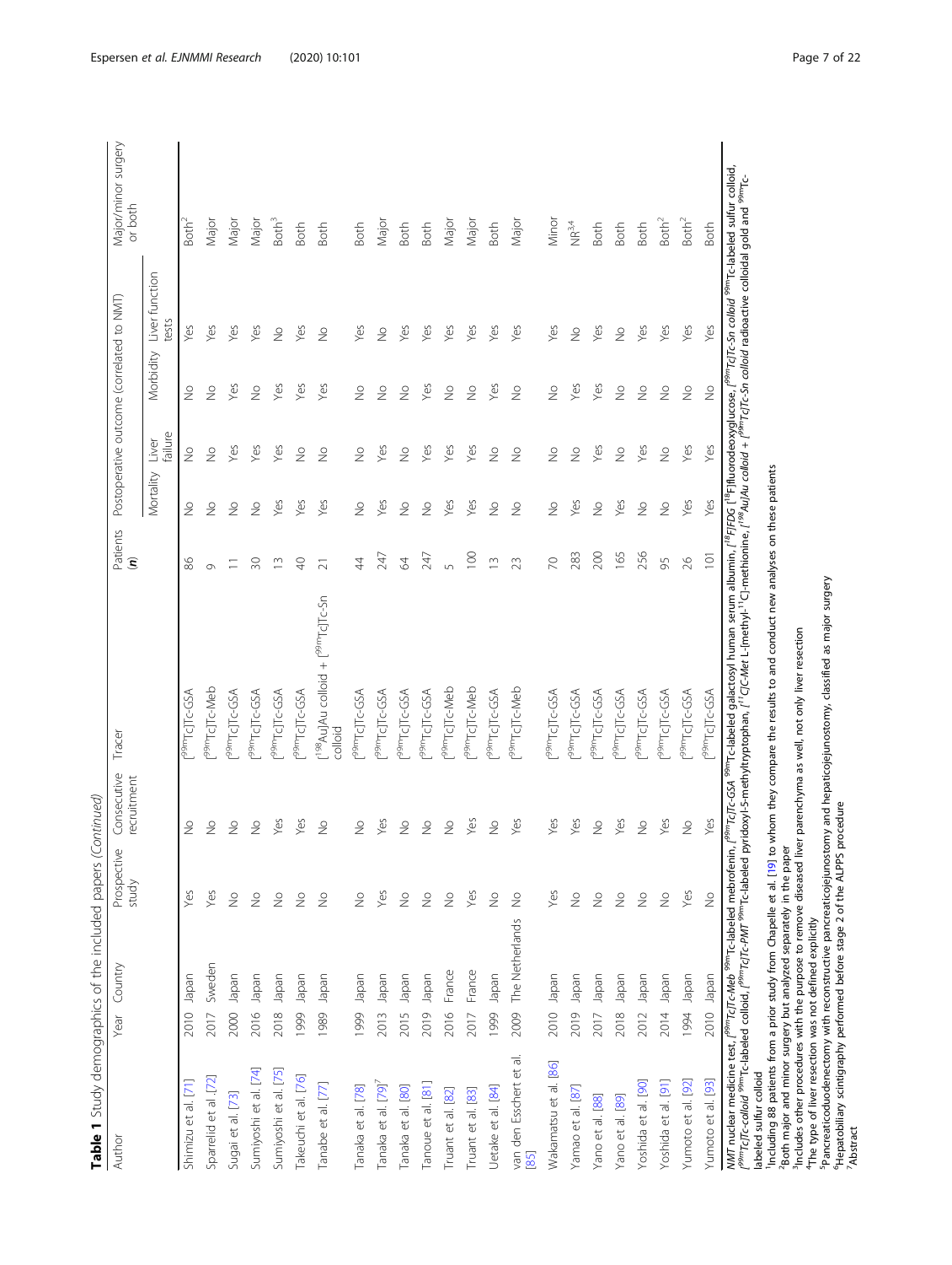**Table 1** Study demographics of the included papers *(Continued)*

| Author | Year | Country | Prospective study | Consecutive recruitment | Tracer | Patients (*n*) | Postoperative outcome (correlated to NMT) | | | | Major/minor surgery or both |
|---|---|---|---|---|---|---|---|---|---|---|---|
| | | | | | | | Mortality | Liver failure | Morbidity | Liver function tests | |
| Shimizu et al. [71] | 2010 | Japan | Yes | No | [$^{99m}$Tc]Tc-GSA | 86 | No | No | No | Yes | Both[2] |
| Sparrelid et al. [72] | 2017 | Sweden | Yes | No | [$^{99m}$Tc]Tc-Meb | 9 | No | No | No | Yes | Major |
| Sugai et al. [73] | 2000 | Japan | No | No | [$^{99m}$Tc]Tc-GSA | 11 | No | No | No | Yes | Major |
| Sumiyoshi et al. [74] | 2016 | Japan | No | No | [$^{99m}$Tc]Tc-GSA | 30 | No | Yes | Yes | Yes | Major |
| Sumiyoshi et al. [75] | 2018 | Japan | No | Yes | [$^{99m}$Tc]Tc-GSA | 13 | Yes | Yes | Yes | No | Both[3] |
| Takeuchi et al. [76] | 1999 | Japan | No | Yes | [$^{99m}$Tc]Tc-GSA | 40 | Yes | No | Yes | Yes | Both |
| Tanabe et al. [77] | 1989 | Japan | No | No | [$^{198}$Au]Au colloid + [$^{99m}$Tc]Tc-Sn colloid | 21 | Yes | No | Yes | No | Both |
| Tanaka et al. [78] | 1999 | Japan | No | No | [$^{99m}$Tc]Tc-GSA | 44 | No | No | No | Yes | Both |
| Tanaka et al. [79][7] | 2013 | Japan | Yes | Yes | [$^{99m}$Tc]Tc-GSA | 247 | Yes | Yes | No | No | Major |
| Tanaka et al. [80] | 2015 | Japan | No | No | [$^{99m}$Tc]Tc-GSA | 64 | No | No | No | Yes | Both |
| Tanoue et al. [81] | 2019 | Japan | No | No | [$^{99m}$Tc]Tc-GSA | 247 | No | Yes | Yes | Yes | Both |
| Truant et al. [82] | 2016 | France | No | No | [$^{99m}$Tc]Tc-Meb | 5 | Yes | Yes | No | Yes | Major |
| Truant et al. [83] | 2017 | France | Yes | Yes | [$^{99m}$Tc]Tc-Meb | 100 | Yes | Yes | No | Yes | Major |
| Uetake et al. [84] | 1999 | Japan | No | No | [$^{99m}$Tc]Tc-GSA | 13 | No | No | Yes | Yes | Both |
| van den Esschert et al. [85] | 2009 | The Netherlands | No | Yes | [$^{99m}$Tc]Tc-Meb | 23 | No | No | No | Yes | Major |
| Wakamatsu et al. [86] | 2010 | Japan | Yes | Yes | [$^{99m}$Tc]Tc-GSA | 70 | No | No | No | Yes | Minor |
| Yamao et al. [87] | 2019 | Japan | No | Yes | [$^{99m}$Tc]Tc-GSA | 283 | Yes | No | Yes | No | NR[3,4] |
| Yano et al. [88] | 2017 | Japan | No | No | [$^{99m}$Tc]Tc-GSA | 200 | No | Yes | Yes | Yes | Both |
| Yano et al. [89] | 2018 | Japan | No | Yes | [$^{99m}$Tc]Tc-GSA | 165 | Yes | No | No | No | Both |
| Yoshida et al. [90] | 2012 | Japan | No | No | [$^{99m}$Tc]Tc-GSA | 256 | No | Yes | No | Yes | Both |
| Yoshida et al. [91] | 2014 | Japan | No | Yes | [$^{99m}$Tc]Tc-GSA | 95 | No | No | No | Yes | Both[2] |
| Yumoto et al. [92] | 1994 | Japan | Yes | No | [$^{99m}$Tc]Tc-GSA | 26 | Yes | Yes | No | Yes | Both[2] |
| Yumoto et al. [93] | 2010 | Japan | No | Yes | [$^{99m}$Tc]Tc-GSA | 101 | Yes | Yes | No | Yes | Both |

*NMT* nuclear medicine test, *[$^{99m}$Tc]Tc-Meb* $^{99m}$Tc-labeled mebrofenin, *[$^{99m}$Tc]Tc-GSA* $^{99m}$Tc-labeled galactosyl human serum albumin, *[$^{18}$F]FDG* [$^{18}$F]fluorodeoxyglucose, *[$^{99m}$Tc]Tc-Sn colloid* $^{99m}$Tc-labeled sulfur colloid, *[$^{99m}$Tc]Tc-colloid* $^{99m}$Tc-labeled colloid, *[$^{99m}$Tc]Tc-PMT* $^{99m}$Tc-labeled pyridoxyl-5-methyltryptophan, *[$^{11}$C]C-Met* L-[methyl-$^{11}$C]-methionine, *[$^{198}$Au]Au colloid + [$^{99m}$Tc]Tc-Sn colloid* radioactive colloidal gold and $^{99m}$Tc-labeled sulfur colloid

[1]Including 88 patients from a prior study from Chapelle et al. [19] to whom they compare the results to and conduct new analyses on these patients
[2]Both major and minor surgery but analyzed separately in the paper
[3]Includes other procedures with the purpose to remove diseased liver parenchyma as well, not only liver resection
[4]The type of liver resection was not defined explicitly
[5]Pancreaticoduodenectomy with reconstructive pancreaticojejunostomy and hepaticojejunostomy, classified as major surgery
[6]Hepatobiliary scintigraphy performed before stage 2 of the ALPPS procedure
[7]Abstract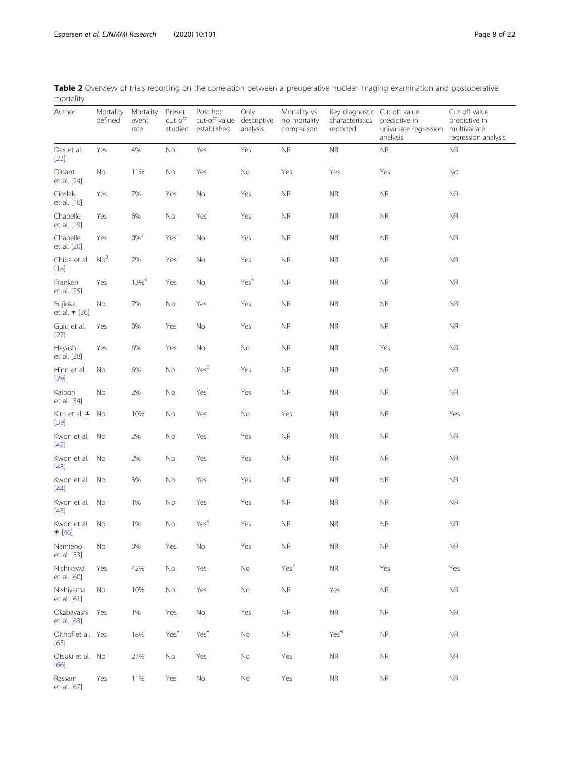**Table 2** Overview of trials reporting on the correlation between a preoperative nuclear imaging examination and postoperative mortality

| Author | Mortality defined | Mortality event rate | Preset cut off studied | Post hoc cut-off value established | Only descriptive analysis | Mortality vs no mortality comparison | Key diagnostic characteristics reported | Cut-off value predictive in univariate regression analysis | Cut-off value predictive in multivariate regression analysis |
|---|---|---|---|---|---|---|---|---|---|
| Das et al. [23] | Yes | 4% | No | Yes | Yes | NR | NR | NR | NR |
| Dinant et al. [24] | No | 11% | No | Yes | No | Yes | Yes | Yes | No |
| Cieslak et al. [16] | Yes | 7% | Yes | No | Yes | NR | NR | NR | NR |
| Chapelle et al. [19] | Yes | 6% | No | Yes[1] | Yes | NR | NR | NR | NR |
| Chapelle et al. [20] | Yes | 0%[2] | Yes[1] | No | Yes | NR | NR | NR | NR |
| Chiba et al. [18] | No[3] | 2% | Yes[1] | No | Yes | NR | NR | NR | NR |
| Franken et al. [25] | Yes | 13%[4] | Yes | No | Yes[5] | NR | NR | NR | NR |
| Fujioka et al. ‡ [26] | No | 7% | No | Yes | Yes | NR | NR | NR | NR |
| Guiu et al. [27] | Yes | 0% | Yes | No | Yes | NR | NR | NR | NR |
| Hayashi et al. [28] | Yes | 6% | Yes | No | No | NR | NR | Yes | NR |
| Hino et al. [29] | No | 6% | No | Yes[6] | Yes | NR | NR | NR | NR |
| Kaibori et al. [34] | No | 2% | No | Yes[1] | Yes | NR | NR | NR | NR |
| Kim et al. ‡ [39] | No | 10% | No | Yes | No | Yes | NR | NR | Yes |
| Kwon et al. [42] | No | 2% | No | Yes | Yes | NR | NR | NR | NR |
| Kwon et al. [43] | No | 2% | No | Yes | Yes | NR | NR | NR | NR |
| Kwon et al. [44] | No | 3% | No | Yes | Yes | NR | NR | NR | NR |
| Kwon et al. [45] | No | 1% | No | Yes | Yes | NR | NR | NR | NR |
| Kwon et al. ‡ [46] | No | 1% | No | Yes[6] | Yes | NR | NR | NR | NR |
| Namieno et al. [53] | No | 0% | Yes | No | Yes | NR | NR | NR | NR |
| Nishikawa et al. [60] | Yes | 42% | No | Yes | No | Yes[7] | NR | Yes | Yes |
| Nishiyama et al. [61] | No | 10% | No | Yes | No | NR | Yes | NR | NR |
| Okabayashi et al. [63] | Yes | 1% | Yes | No | Yes | NR | NR | NR | NR |
| Olthof et al. [65] | Yes | 18% | Yes[8] | Yes[8] | No | NR | Yes[8] | NR | NR |
| Otsuki et al. [66] | No | 27% | No | Yes | No | Yes | NR | NR | NR |
| Rassam et al. [67] | Yes | 11% | Yes | No | No | Yes | NR | NR | NR |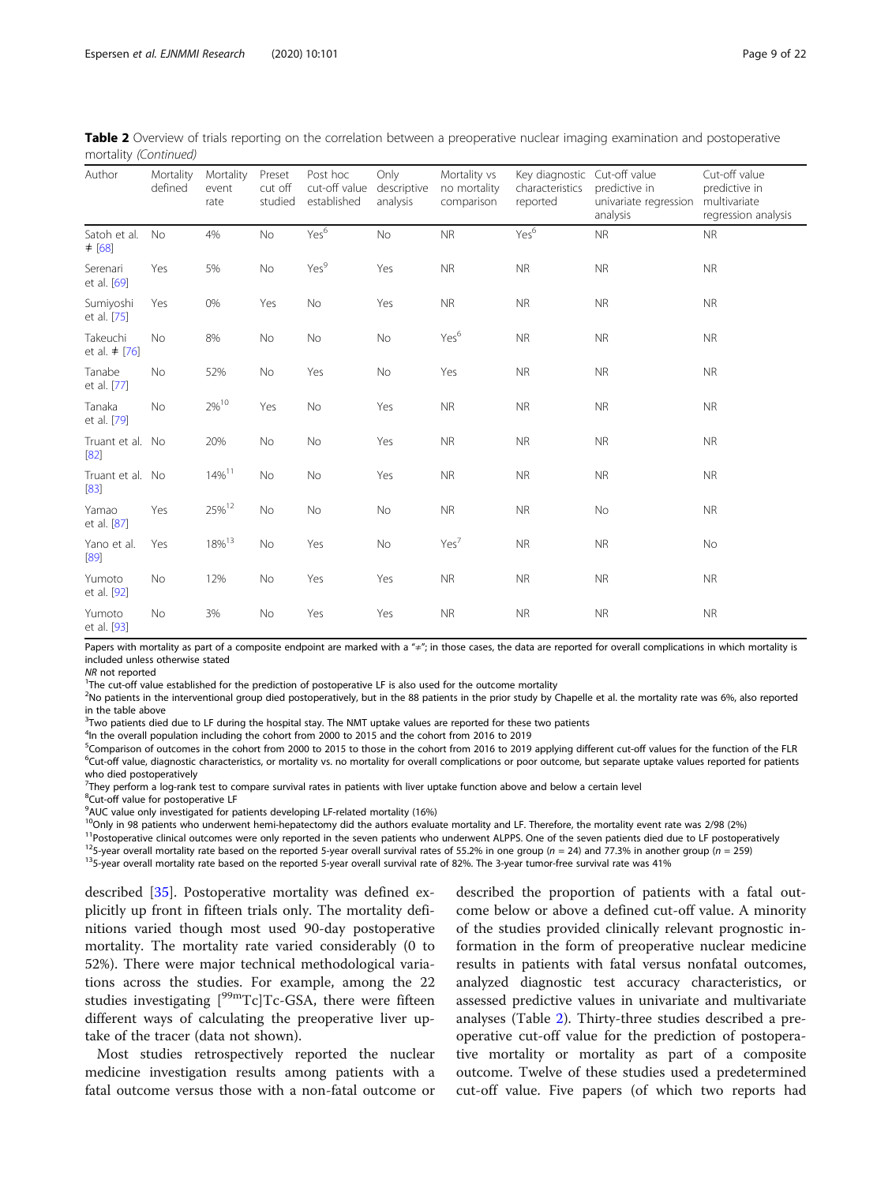**Table 2** Overview of trials reporting on the correlation between a preoperative nuclear imaging examination and postoperative mortality *(Continued)*

| Author | Mortality defined | Mortality event rate | Preset cut off studied | Post hoc cut-off value established | Only descriptive analysis | Mortality vs no mortality comparison | Key diagnostic characteristics reported | Cut-off value predictive in univariate regression analysis | Cut-off value predictive in multivariate regression analysis |
|---|---|---|---|---|---|---|---|---|---|
| Satoh et al. ≠ [68] | No | 4% | No | Yes[6] | No | NR | Yes[6] | NR | NR |
| Serenari et al. [69] | Yes | 5% | No | Yes[9] | Yes | NR | NR | NR | NR |
| Sumiyoshi et al. [75] | Yes | 0% | Yes | No | Yes | NR | NR | NR | NR |
| Takeuchi et al. ≠ [76] | No | 8% | No | No | No | Yes[6] | NR | NR | NR |
| Tanabe et al. [77] | No | 52% | No | Yes | No | Yes | NR | NR | NR |
| Tanaka et al. [79] | No | 2%[10] | Yes | No | Yes | NR | NR | NR | NR |
| Truant et al. [82] | No | 20% | No | No | Yes | NR | NR | NR | NR |
| Truant et al. [83] | No | 14%[11] | No | No | Yes | NR | NR | NR | NR |
| Yamao et al. [87] | Yes | 25%[12] | No | No | No | NR | NR | No | NR |
| Yano et al. [89] | Yes | 18%[13] | No | Yes | No | Yes[7] | NR | NR | No |
| Yumoto et al. [92] | No | 12% | No | Yes | Yes | NR | NR | NR | NR |
| Yumoto et al. [93] | No | 3% | No | Yes | Yes | NR | NR | NR | NR |

Papers with mortality as part of a composite endpoint are marked with a "≠"; in those cases, the data are reported for overall complications in which mortality is included unless otherwise stated

*NR* not reported

[1]The cut-off value established for the prediction of postoperative LF is also used for the outcome mortality

[2]No patients in the interventional group died postoperatively, but in the 88 patients in the prior study by Chapelle et al. the mortality rate was 6%, also reported in the table above

[3]Two patients died due to LF during the hospital stay. The NMT uptake values are reported for these two patients

[4]In the overall population including the cohort from 2000 to 2015 and the cohort from 2016 to 2019

[5]Comparison of outcomes in the cohort from 2000 to 2015 to those in the cohort from 2016 to 2019 applying different cut-off values for the function of the FLR

[6]Cut-off value, diagnostic characteristics, or mortality vs. no mortality for overall complications or poor outcome, but separate uptake values reported for patients who died postoperatively

[7]They perform a log-rank test to compare survival rates in patients with liver uptake function above and below a certain level

[8]Cut-off value for postoperative LF

[9]AUC value only investigated for patients developing LF-related mortality (16%)

[10]Only in 98 patients who underwent hemi-hepatectomy did the authors evaluate mortality and LF. Therefore, the mortality event rate was 2/98 (2%)

[11]Postoperative clinical outcomes were only reported in the seven patients who underwent ALPPS. One of the seven patients died due to LF postoperatively

[12]5-year overall mortality rate based on the reported 5-year overall survival rates of 55.2% in one group ($n$ = 24) and 77.3% in another group ($n$ = 259)

[13]5-year overall mortality rate based on the reported 5-year overall survival rate of 82%. The 3-year tumor-free survival rate was 41%

described [35]. Postoperative mortality was defined explicitly up front in fifteen trials only. The mortality definitions varied though most used 90-day postoperative mortality. The mortality rate varied considerably (0 to 52%). There were major technical methodological variations across the studies. For example, among the 22 studies investigating [$^{99m}$Tc]Tc-GSA, there were fifteen different ways of calculating the preoperative liver uptake of the tracer (data not shown).

Most studies retrospectively reported the nuclear medicine investigation results among patients with a fatal outcome versus those with a non-fatal outcome or described the proportion of patients with a fatal outcome below or above a defined cut-off value. A minority of the studies provided clinically relevant prognostic information in the form of preoperative nuclear medicine results in patients with fatal versus nonfatal outcomes, analyzed diagnostic test accuracy characteristics, or assessed predictive values in univariate and multivariate analyses (Table 2). Thirty-three studies described a preoperative cut-off value for the prediction of postoperative mortality or mortality as part of a composite outcome. Twelve of these studies used a predetermined cut-off value. Five papers (of which two reports had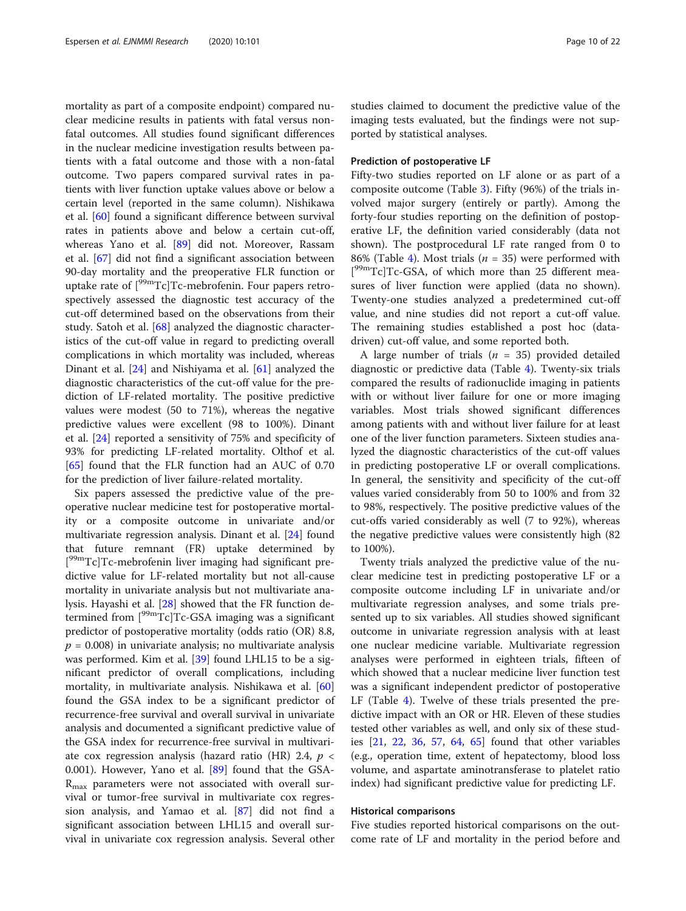mortality as part of a composite endpoint) compared nuclear medicine results in patients with fatal versus non-fatal outcomes. All studies found significant differences in the nuclear medicine investigation results between patients with a fatal outcome and those with a non-fatal outcome. Two papers compared survival rates in patients with liver function uptake values above or below a certain level (reported in the same column). Nishikawa et al. [60] found a significant difference between survival rates in patients above and below a certain cut-off, whereas Yano et al. [89] did not. Moreover, Rassam et al. [67] did not find a significant association between 90-day mortality and the preoperative FLR function or uptake rate of [$^{99m}$Tc]Tc-mebrofenin. Four papers retrospectively assessed the diagnostic test accuracy of the cut-off determined based on the observations from their study. Satoh et al. [68] analyzed the diagnostic characteristics of the cut-off value in regard to predicting overall complications in which mortality was included, whereas Dinant et al. [24] and Nishiyama et al. [61] analyzed the diagnostic characteristics of the cut-off value for the prediction of LF-related mortality. The positive predictive values were modest (50 to 71%), whereas the negative predictive values were excellent (98 to 100%). Dinant et al. [24] reported a sensitivity of 75% and specificity of 93% for predicting LF-related mortality. Olthof et al. [65] found that the FLR function had an AUC of 0.70 for the prediction of liver failure-related mortality.

Six papers assessed the predictive value of the preoperative nuclear medicine test for postoperative mortality or a composite outcome in univariate and/or multivariate regression analysis. Dinant et al. [24] found that future remnant (FR) uptake determined by [$^{99m}$Tc]Tc-mebrofenin liver imaging had significant predictive value for LF-related mortality but not all-cause mortality in univariate analysis but not multivariate analysis. Hayashi et al. [28] showed that the FR function determined from [$^{99m}$Tc]Tc-GSA imaging was a significant predictor of postoperative mortality (odds ratio (OR) 8.8, $p = 0.008$) in univariate analysis; no multivariate analysis was performed. Kim et al. [39] found LHL15 to be a significant predictor of overall complications, including mortality, in multivariate analysis. Nishikawa et al. [60] found the GSA index to be a significant predictor of recurrence-free survival and overall survival in univariate analysis and documented a significant predictive value of the GSA index for recurrence-free survival in multivariate cox regression analysis (hazard ratio (HR) 2.4, $p < 0.001$). However, Yano et al. [89] found that the GSA-$R_{max}$ parameters were not associated with overall survival or tumor-free survival in multivariate cox regression analysis, and Yamao et al. [87] did not find a significant association between LHL15 and overall survival in univariate cox regression analysis. Several other studies claimed to document the predictive value of the imaging tests evaluated, but the findings were not supported by statistical analyses.

### Prediction of postoperative LF

Fifty-two studies reported on LF alone or as part of a composite outcome (Table 3). Fifty (96%) of the trials involved major surgery (entirely or partly). Among the forty-four studies reporting on the definition of postoperative LF, the definition varied considerably (data not shown). The postprocedural LF rate ranged from 0 to 86% (Table 4). Most trials ($n = 35$) were performed with [$^{99m}$Tc]Tc-GSA, of which more than 25 different measures of liver function were applied (data no shown). Twenty-one studies analyzed a predetermined cut-off value, and nine studies did not report a cut-off value. The remaining studies established a post hoc (data-driven) cut-off value, and some reported both.

A large number of trials ($n = 35$) provided detailed diagnostic or predictive data (Table 4). Twenty-six trials compared the results of radionuclide imaging in patients with or without liver failure for one or more imaging variables. Most trials showed significant differences among patients with and without liver failure for at least one of the liver function parameters. Sixteen studies analyzed the diagnostic characteristics of the cut-off values in predicting postoperative LF or overall complications. In general, the sensitivity and specificity of the cut-off values varied considerably from 50 to 100% and from 32 to 98%, respectively. The positive predictive values of the cut-offs varied considerably as well (7 to 92%), whereas the negative predictive values were consistently high (82 to 100%).

Twenty trials analyzed the predictive value of the nuclear medicine test in predicting postoperative LF or a composite outcome including LF in univariate and/or multivariate regression analyses, and some trials presented up to six variables. All studies showed significant outcome in univariate regression analysis with at least one nuclear medicine variable. Multivariate regression analyses were performed in eighteen trials, fifteen of which showed that a nuclear medicine liver function test was a significant independent predictor of postoperative LF (Table 4). Twelve of these trials presented the predictive impact with an OR or HR. Eleven of these studies tested other variables as well, and only six of these studies [21, 22, 36, 57, 64, 65] found that other variables (e.g., operation time, extent of hepatectomy, blood loss volume, and aspartate aminotransferase to platelet ratio index) had significant predictive value for predicting LF.

### Historical comparisons

Five studies reported historical comparisons on the outcome rate of LF and mortality in the period before and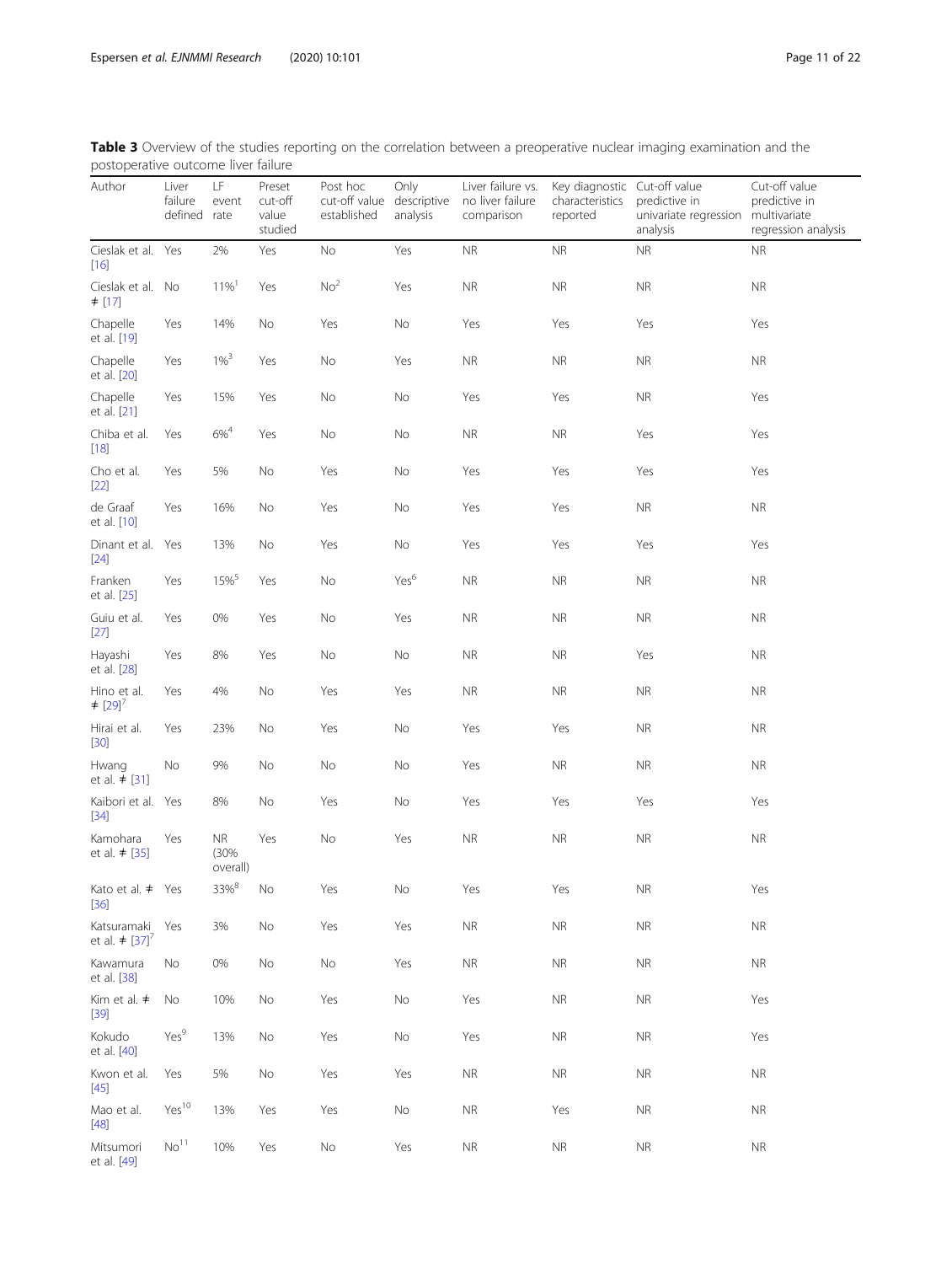**Table 3** Overview of the studies reporting on the correlation between a preoperative nuclear imaging examination and the postoperative outcome liver failure

| Author | Liver failure defined | LF event rate | Preset cut-off value studied | Post hoc cut-off value established | Only descriptive analysis | Liver failure vs. no liver failure comparison | Key diagnostic characteristics reported | Cut-off value predictive in univariate regression analysis | Cut-off value predictive in multivariate regression analysis |
|---|---|---|---|---|---|---|---|---|---|
| Cieslak et al. [16] | Yes | 2% | Yes | No | Yes | NR | NR | NR | NR |
| Cieslak et al. ǂ [17] | No | 11%[1] | Yes | No[2] | Yes | NR | NR | NR | NR |
| Chapelle et al. [19] | Yes | 14% | No | Yes | No | Yes | Yes | Yes | Yes |
| Chapelle et al. [20] | Yes | 1%[3] | Yes | No | Yes | NR | NR | NR | NR |
| Chapelle et al. [21] | Yes | 15% | Yes | No | No | Yes | Yes | NR | Yes |
| Chiba et al. [18] | Yes | 6%[4] | Yes | No | No | NR | NR | Yes | Yes |
| Cho et al. [22] | Yes | 5% | No | Yes | No | Yes | Yes | Yes | Yes |
| de Graaf et al. [10] | Yes | 16% | No | Yes | No | Yes | Yes | NR | NR |
| Dinant et al. [24] | Yes | 13% | No | Yes | No | Yes | Yes | Yes | Yes |
| Franken et al. [25] | Yes | 15%[5] | Yes | No | Yes[6] | NR | NR | NR | NR |
| Guiu et al. [27] | Yes | 0% | Yes | No | Yes | NR | NR | NR | NR |
| Hayashi et al. [28] | Yes | 8% | Yes | No | No | NR | NR | Yes | NR |
| Hino et al. ǂ [29][7] | Yes | 4% | No | Yes | Yes | NR | NR | NR | NR |
| Hirai et al. [30] | Yes | 23% | No | Yes | No | Yes | Yes | NR | NR |
| Hwang et al. ǂ [31] | No | 9% | No | No | No | Yes | NR | NR | NR |
| Kaibori et al. [34] | Yes | 8% | No | Yes | No | Yes | Yes | Yes | Yes |
| Kamohara et al. ǂ [35] | Yes | NR (30% overall) | Yes | No | Yes | NR | NR | NR | NR |
| Kato et al. ǂ [36] | Yes | 33%[8] | No | Yes | No | Yes | Yes | NR | Yes |
| Katsuramaki et al. ǂ [37][7] | Yes | 3% | No | Yes | Yes | NR | NR | NR | NR |
| Kawamura et al. [38] | No | 0% | No | No | Yes | NR | NR | NR | NR |
| Kim et al. ǂ [39] | No | 10% | No | Yes | No | Yes | NR | NR | Yes |
| Kokudo et al. [40] | Yes[9] | 13% | No | Yes | No | Yes | NR | NR | Yes |
| Kwon et al. [45] | Yes | 5% | No | Yes | Yes | NR | NR | NR | NR |
| Mao et al. [48] | Yes[10] | 13% | Yes | Yes | No | NR | Yes | NR | NR |
| Mitsumori et al. [49] | No[11] | 10% | Yes | No | Yes | NR | NR | NR | NR |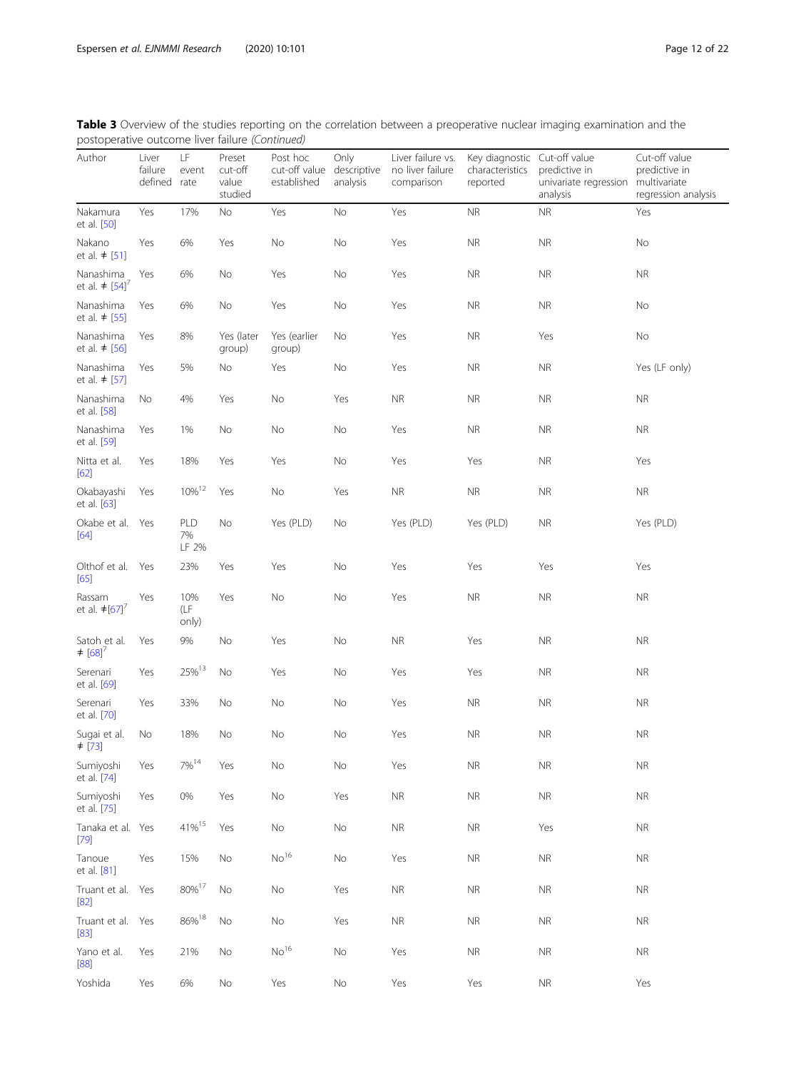**Table 3** Overview of the studies reporting on the correlation between a preoperative nuclear imaging examination and the postoperative outcome liver failure *(Continued)*

| Author | Liver failure defined | LF event rate | Preset cut-off value studied | Post hoc cut-off value established | Only descriptive analysis | Liver failure vs. no liver failure comparison | Key diagnostic characteristics reported | Cut-off value predictive in univariate regression analysis | Cut-off value predictive in multivariate regression analysis |
|---|---|---|---|---|---|---|---|---|---|
| Nakamura et al. [50] | Yes | 17% | No | Yes | No | Yes | NR | NR | Yes |
| Nakano et al. ǂ [51] | Yes | 6% | Yes | No | No | Yes | NR | NR | No |
| Nanashima et al. ǂ [54][7] | Yes | 6% | No | Yes | No | Yes | NR | NR | NR |
| Nanashima et al. ǂ [55] | Yes | 6% | No | Yes | No | Yes | NR | NR | No |
| Nanashima et al. ǂ [56] | Yes | 8% | Yes (later group) | Yes (earlier group) | No | Yes | NR | Yes | No |
| Nanashima et al. ǂ [57] | Yes | 5% | No | Yes | No | Yes | NR | NR | Yes (LF only) |
| Nanashima et al. [58] | No | 4% | Yes | No | Yes | NR | NR | NR | NR |
| Nanashima et al. [59] | Yes | 1% | No | No | No | Yes | NR | NR | NR |
| Nitta et al. [62] | Yes | 18% | Yes | Yes | No | Yes | Yes | NR | Yes |
| Okabayashi et al. [63] | Yes | 10%[12] | Yes | No | Yes | NR | NR | NR | NR |
| Okabe et al. [64] | Yes | PLD 7% LF 2% | No | Yes (PLD) | No | Yes (PLD) | Yes (PLD) | NR | Yes (PLD) |
| Olthof et al. [65] | Yes | 23% | Yes | Yes | No | Yes | Yes | Yes | Yes |
| Rassam et al. ǂ[67][7] | Yes | 10% (LF only) | Yes | No | No | Yes | NR | NR | NR |
| Satoh et al. ǂ [68][7] | Yes | 9% | No | Yes | No | NR | Yes | NR | NR |
| Serenari et al. [69] | Yes | 25%[13] | No | Yes | No | Yes | Yes | NR | NR |
| Serenari et al. [70] | Yes | 33% | No | No | No | Yes | NR | NR | NR |
| Sugai et al. ǂ [73] | No | 18% | No | No | No | Yes | NR | NR | NR |
| Sumiyoshi et al. [74] | Yes | 7%[14] | Yes | No | No | Yes | NR | NR | NR |
| Sumiyoshi et al. [75] | Yes | 0% | Yes | No | Yes | NR | NR | NR | NR |
| Tanaka et al. [79] | Yes | 41%[15] | Yes | No | No | NR | NR | Yes | NR |
| Tanoue et al. [81] | Yes | 15% | No | No[16] | No | Yes | NR | NR | NR |
| Truant et al. [82] | Yes | 80%[17] | No | No | Yes | NR | NR | NR | NR |
| Truant et al. [83] | Yes | 86%[18] | No | No | Yes | NR | NR | NR | NR |
| Yano et al. [88] | Yes | 21% | No | No[16] | No | Yes | NR | NR | NR |
| Yoshida | Yes | 6% | No | Yes | No | Yes | Yes | NR | Yes |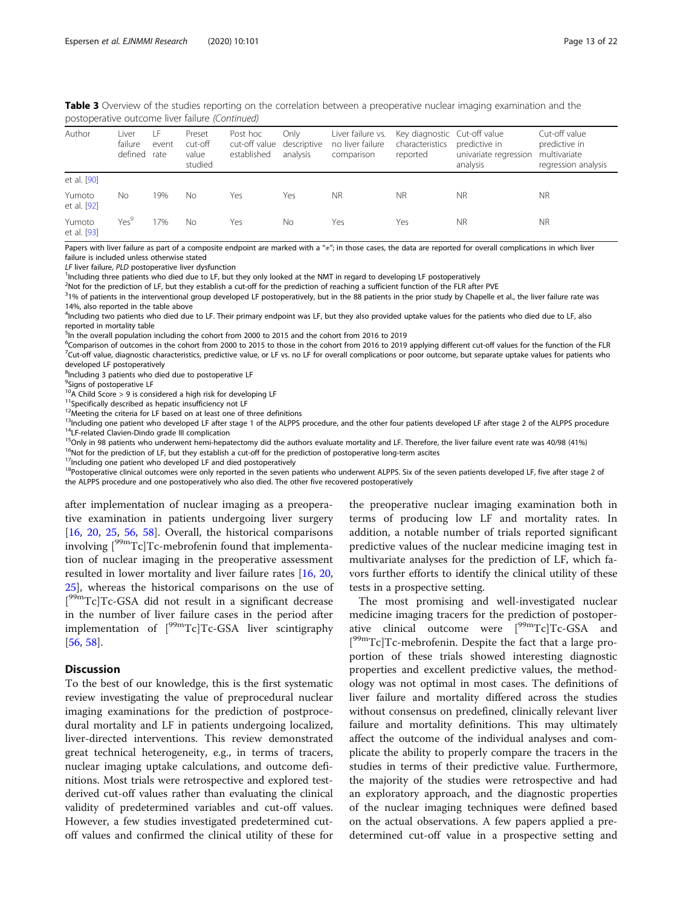**Table 3** Overview of the studies reporting on the correlation between a preoperative nuclear imaging examination and the postoperative outcome liver failure *(Continued)*

| Author | Liver failure defined | LF event rate | Preset cut-off value studied | Post hoc cut-off value established | Only descriptive analysis | Liver failure vs. no liver failure comparison | Key diagnostic characteristics reported | Cut-off value predictive in univariate regression analysis | Cut-off value predictive in multivariate regression analysis |
|---|---|---|---|---|---|---|---|---|---|
| et al. [90] | | | | | | | | | |
| Yumoto et al. [92] | No | 19% | No | Yes | Yes | NR | NR | NR | NR |
| Yumoto et al. [93] | Yes[9] | 17% | No | Yes | No | Yes | Yes | NR | NR |

Papers with liver failure as part of a composite endpoint are marked with a "≠"; in those cases, the data are reported for overall complications in which liver failure is included unless otherwise stated

*LF* liver failure, *PLD* postoperative liver dysfunction

[1]Including three patients who died due to LF, but they only looked at the NMT in regard to developing LF postoperatively

[2]Not for the prediction of LF, but they establish a cut-off for the prediction of reaching a sufficient function of the FLR after PVE

[3]1% of patients in the interventional group developed LF postoperatively, but in the 88 patients in the prior study by Chapelle et al., the liver failure rate was 14%, also reported in the table above

[4]Including two patients who died due to LF. Their primary endpoint was LF, but they also provided uptake values for the patients who died due to LF, also reported in mortality table

[5]In the overall population including the cohort from 2000 to 2015 and the cohort from 2016 to 2019

[6]Comparison of outcomes in the cohort from 2000 to 2015 to those in the cohort from 2016 to 2019 applying different cut-off values for the function of the FLR

[7]Cut-off value, diagnostic characteristics, predictive value, or LF vs. no LF for overall complications or poor outcome, but separate uptake values for patients who developed LF postoperatively

[8]Including 3 patients who died due to postoperative LF

[9]Signs of postoperative LF

[10]A Child Score > 9 is considered a high risk for developing LF

[11]Specifically described as hepatic insufficiency not LF

[12]Meeting the criteria for LF based on at least one of three definitions

[13]Including one patient who developed LF after stage 1 of the ALPPS procedure, and the other four patients developed LF after stage 2 of the ALPPS procedure

[14]LF-related Clavien-Dindo grade III complication

[15]Only in 98 patients who underwent hemi-hepatectomy did the authors evaluate mortality and LF. Therefore, the liver failure event rate was 40/98 (41%)

[16]Not for the prediction of LF, but they establish a cut-off for the prediction of postoperative long-term ascites

[17]Including one patient who developed LF and died postoperatively

[18]Postoperative clinical outcomes were only reported in the seven patients who underwent ALPPS. Six of the seven patients developed LF, five after stage 2 of the ALPPS procedure and one postoperatively who also died. The other five recovered postoperatively

after implementation of nuclear imaging as a preoperative examination in patients undergoing liver surgery [16, 20, 25, 56, 58]. Overall, the historical comparisons involving [$^{99m}$Tc]Tc-mebrofenin found that implementation of nuclear imaging in the preoperative assessment resulted in lower mortality and liver failure rates [16, 20, 25], whereas the historical comparisons on the use of [$^{99m}$Tc]Tc-GSA did not result in a significant decrease in the number of liver failure cases in the period after implementation of [$^{99m}$Tc]Tc-GSA liver scintigraphy [56, 58].

## Discussion

To the best of our knowledge, this is the first systematic review investigating the value of preprocedural nuclear imaging examinations for the prediction of postprocedural mortality and LF in patients undergoing localized, liver-directed interventions. This review demonstrated great technical heterogeneity, e.g., in terms of tracers, nuclear imaging uptake calculations, and outcome definitions. Most trials were retrospective and explored test-derived cut-off values rather than evaluating the clinical validity of predetermined variables and cut-off values. However, a few studies investigated predetermined cut-off values and confirmed the clinical utility of these for the preoperative nuclear imaging examination both in terms of producing low LF and mortality rates. In addition, a notable number of trials reported significant predictive values of the nuclear medicine imaging test in multivariate analyses for the prediction of LF, which favors further efforts to identify the clinical utility of these tests in a prospective setting.

The most promising and well-investigated nuclear medicine imaging tracers for the prediction of postoperative clinical outcome were [$^{99m}$Tc]Tc-GSA and [$^{99m}$Tc]Tc-mebrofenin. Despite the fact that a large proportion of these trials showed interesting diagnostic properties and excellent predictive values, the methodology was not optimal in most cases. The definitions of liver failure and mortality differed across the studies without consensus on predefined, clinically relevant liver failure and mortality definitions. This may ultimately affect the outcome of the individual analyses and complicate the ability to properly compare the tracers in the studies in terms of their predictive value. Furthermore, the majority of the studies were retrospective and had an exploratory approach, and the diagnostic properties of the nuclear imaging techniques were defined based on the actual observations. A few papers applied a predetermined cut-off value in a prospective setting and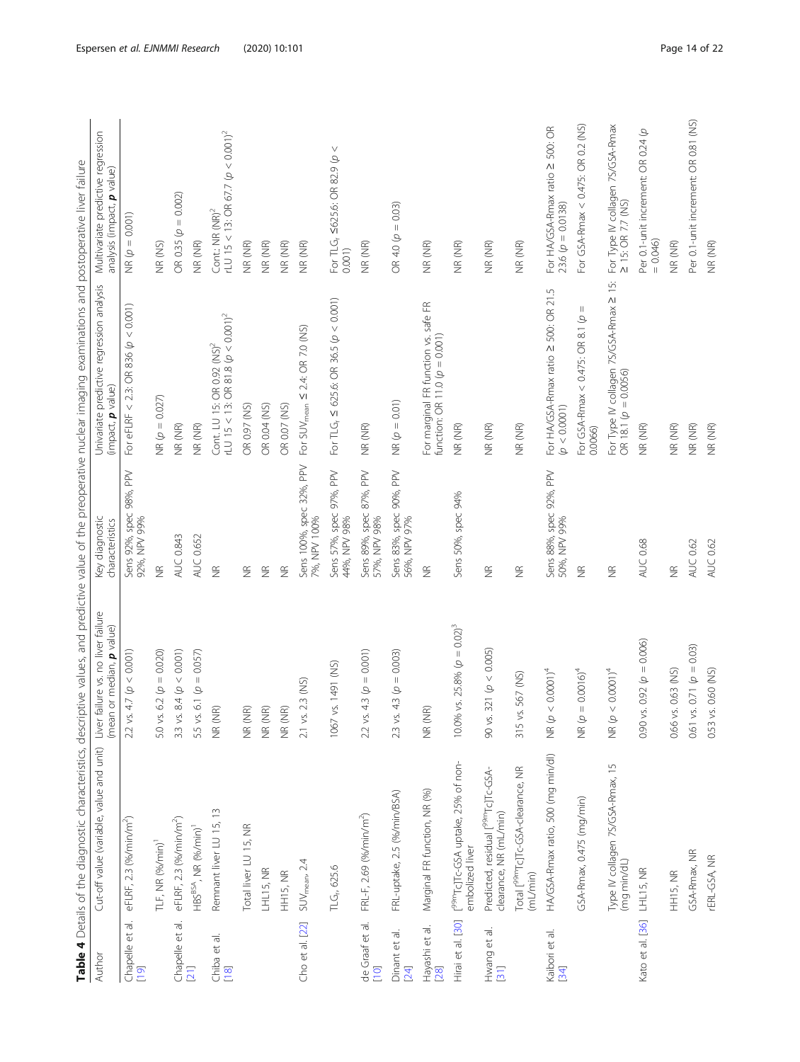**Table 4** Details of the diagnostic characteristics, descriptive values, and predictive value of the preoperative nuclear imaging examinations and postoperative liver failure

| Author | Cut-off value (variable, value and unit) | Liver failure vs. no liver failure (mean or median, ***p*** value) | Key diagnostic characteristics | Univariate predictive regression analysis (impact, ***p*** value) | Multivariate predictive regression analysis (impact, ***p*** value) |
|---|---|---|---|---|---|
| Chapelle et al. [19] | eFLRF, 2.3 (%/min/m$^2$) | 2.2 vs. 4.7 ($p < 0.001$) | Sens 92%, spec 98%, PPV 92%, NPV 99% | For eFLRF < 2.3: OR 836 ($p < 0.001$) | NR ($p = 0.001$) |
| | TLF, NR (%/min)[1] | 5.0 vs. 6.2 ($p = 0.020$) | NR | NR ($p = 0.027$) | NR (NS) |
| Chapelle et al. [21] | eFLRF, 2.3 (%/min/m$^2$) | 3.3 vs. 8.4 ($p < 0.001$) | AUC 0.843 | NR (NR) | OR 0.35 ($p = 0.002$) |
| | HBS$^{BSA}$, NR (%/min)[1] | 5.5 vs. 6.1 ($p = 0.057$) | AUC 0.652 | NR (NR) | NR (NR) |
| Chiba et al. [18] | Remnant liver LU 15, 13 | NR (NR) | NR | Cont.: LU 15: OR 0.92 (NS)[2] rLU 15 < 13: OR 81.8 ($p < 0.001$)[2] | Cont.: NR (NR)[2] rLU 15 < 13: OR 67.7 ($p < 0.001$)[2] |
| | Total liver LU 15, NR | NR (NR) | NR | OR 0.97 (NS) | NR (NR) |
| | LHL15, NR | NR (NR) | NR | OR 0.04 (NS) | NR (NR) |
| | HH15, NR | NR (NR) | NR | OR 0.07 (NS) | NR (NR) |
| Cho et al. [22] | SUV$_{mean}$, 2.4 | 2.1 vs. 2.3 (NS) | Sens 100%, spec 32%, PPV 7%, NPV 100% | For SUV$_{mean}$ ≤ 2.4: OR 7.0 (NS) | NR (NR) |
| | TLG$_r$, 625.6 | 1067 vs. 1491 (NS) | Sens 57%, spec 97%, PPV 44%, NPV 98% | For TLG$_r$ ≤ 625.6: OR 36.5 ($p < 0.001$) | For TLG$_r$ ≤625.6: OR 82.9 ($p <$ 0.001) |
| de Graaf et al. [10] | FRL-F, 2.69 (%/min/m$^2$) | 2.2 vs. 4.3 ($p = 0.001$) | Sens 89%, spec 87%, PPV 57%, NPV 98% | NR (NR) | NR (NR) |
| Dinant et al. [24] | FRL-uptake, 2.5 (%/min/BSA) | 2.3 vs. 4.3 ($p = 0.003$) | Sens 83%, spec 90%, PPV 56%, NPV 97% | NR ($p = 0.01$) | OR 4.0 ($p = 0.03$) |
| Hayashi et al. [28] | Marginal FR function, NR (%) | NR (NR) | NR | For marginal FR function vs. safe FR function: OR 11.0 ($p = 0.001$) | NR (NR) |
| Hirai et al. [30] | [$^{99m}$Tc]Tc-GSA uptake, 25% of non-embolized liver | 10.0% vs. 25.8% ($p = 0.02$)[3] | Sens 50%, spec 94% | NR (NR) | NR (NR) |
| Hwang et al. [31] | Predicted, residual [$^{99m}$Tc]Tc-GSA-clearance, NR (mL/min) | 90 vs. 321 ($p < 0.005$) | NR | NR (NR) | NR (NR) |
| | Total [$^{99m}$Tc]Tc-GSA-clearance, NR (mL/min) | 315 vs. 567 (NS) | NR | NR (NR) | NR (NR) |
| Kaibori et al. [34] | HA/GSA-Rmax ratio, 500 (mg min/dl) | NR ($p < 0.0001$)[4] | Sens 88%, spec 92%, PPV 50%, NPV 99% | For HA/GSA-Rmax ratio ≥ 500: OR 21.5 ($p < 0.0001$) | For HA/GSA-Rmax ratio ≥ 500: OR 23.6 ($p = 0.0138$) |
| | GSA-Rmax, 0.475 (mg/min) | NR ($p = 0.0016$)[4] | NR | For GSA-Rmax < 0.475: OR 8.1 ($p =$ 0.0066) | For GSA-Rmax < 0.475: OR 0.2 (NS) |
| | Type IV collagen 7S/GSA-Rmax, 15 (mg min/dL) | NR ($p < 0.0001$)[4] | NR | For Type IV collagen 7S/GSA-Rmax ≥ 15: OR 18.1 ($p = 0.0056$) | For Type IV collagen 7S/GSA-Rmax ≥ 15: OR 7.7 (NS) |
| Kato et al. [36] | LHL15, NR | 0.90 vs. 0.92 ($p = 0.006$) | AUC 0.68 | NR (NR) | Per 0.1-unit increment: OR 0.24 ($p = 0.046$) |
| | HH15, NR | 0.66 vs. 0.63 (NS) | NR | NR (NR) | NR (NR) |
| | GSA-Rmax, NR | 0.61 vs. 0.71 ($p = 0.03$) | AUC 0.62 | NR (NR) | Per 0.1-unit increment: OR 0.81 (NS) |
| | rERL-GSA, NR | 0.53 vs. 0.60 (NS) | AUC 0.62 | NR (NR) | NR (NR) |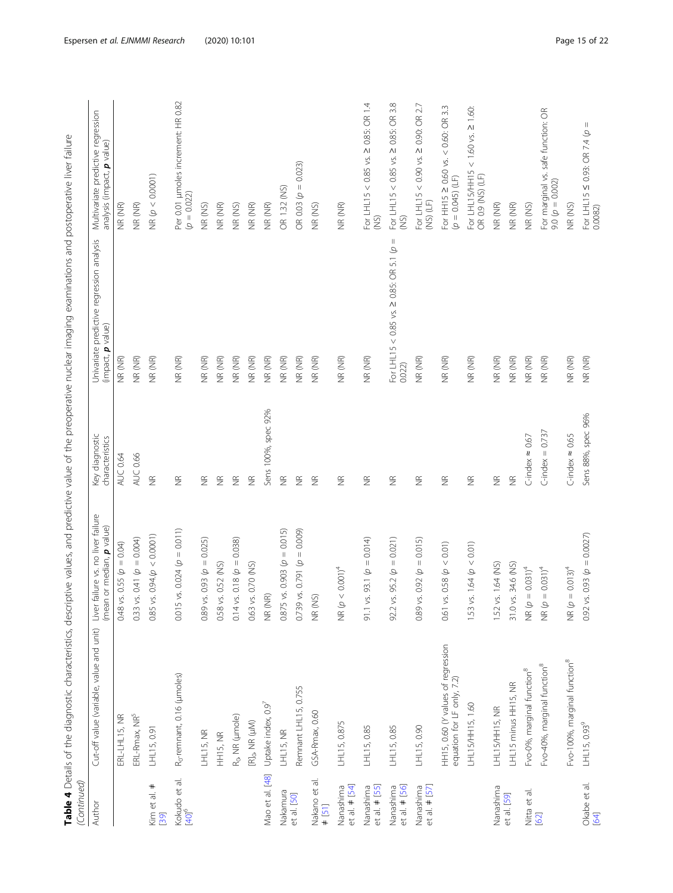**Table 4** Details of the diagnostic characteristics, descriptive values, and predictive value of the preoperative nuclear imaging examinations and postoperative liver failure *(Continued)*

| Author | Cut-off value (variable, value and unit) | Liver failure vs. no liver failure (mean or median, ***p*** value) | Key diagnostic characteristics | Univariate predictive regression analysis (impact, ***p*** value) | Multivariate predictive regression analysis (impact, ***p*** value) |
|---|---|---|---|---|---|
| | ERL-LHL15, NR | 0.48 vs. 0.55 ($p$ = 0.04) | AUC 0.64 | NR (NR) | NR (NR) |
| | ERL-Rmax, NR[5] | 0.33 vs. 0.41 ($p$ = 0.004) | AUC 0.66 | NR (NR) | NR (NR) |
| Kim et al. # [39] | LHL15, 0.91 | 0.85 vs. 0.94 ($p$ < 0.0001) | NR | NR (NR) | NR ($p$ < 0.0001) |
| Kokudo et al. [40][6] | $R_0$-remnant, 0.16 (μmoles) | 0.015 vs. 0.024 ($p$ = 0.011) | NR | NR (NR) | Per 0.01 μmoles increment: HR 0.82 ($p$ = 0.022) |
| | LHL15, NR | 0.89 vs. 0.93 ($p$ = 0.025) | NR | NR (NR) | NR (NS) |
| | HH15, NR | 0.58 vs. 0.52 (NS) | NR | NR (NR) | NR (NR) |
| | $R_0$, NR (μmole) | 0.14 vs. 0.18 ($p$ = 0.038) | NR | NR (NR) | NR (NS) |
| | $[R]_0$, NR (μM) | 0.63 vs. 0.70 (NS) | NR | NR (NR) | NR (NR) |
| Mao et al. [48] | Uptake index, 0.9[7] | NR (NR) | Sens 100%, spec 92% | NR (NR) | NR (NR) |
| Nakamura et al. [50] | LHL15, NR | 0.875 vs. 0.903 ($p$ = 0.015) | NR | NR (NR) | OR 1.32 (NS) |
| | Remnant LHL15, 0.755 | 0.739 vs. 0.791 ($p$ = 0.009) | NR | NR (NR) | OR 0.03 ($p$ = 0.023) |
| Nakano et al. # [51] | GSA-Rmax, 0.60 | NR (NS) | NR | NR (NR) | NR (NS) |
| Nanashima et al. # [54] | LHL15, 0.875 | NR ($p$ < 0.001)[4] | NR | NR (NR) | NR (NR) |
| Nanashima et al. # [55] | LHL15, 0.85 | 91.1 vs. 93.1 ($p$ = 0.014) | NR | NR (NR) | For LHL15 < 0.85 vs. ≥ 0.85: OR 1.4 (NS) |
| Nanashima et al. # [56] | LHL15, 0.85 | 92.2 vs. 95.2 ($p$ = 0.021) | NR | For LHL15 < 0.85 vs. ≥ 0.85: OR 5.1 ($p$ = 0.022) | For LHL15 < 0.85 vs. ≥ 0.85: OR 3.8 (NS) |
| Nanashima et al. # [57] | LHL15, 0.90 | 0.89 vs. 0.92 ($p$ = 0.015) | NR | NR (NR) | For LHL15 < 0.90 vs. ≥ 0.90: OR 2.7 (NS) (LF) |
| | HH15, 0.60 (Y values of regression equation for LF only, 7.2) | 0.61 vs. 0.58 ($p$ < 0.01) | NR | NR (NR) | For HH15 ≥ 0.60 vs. < 0.60: OR 3.3 ($p$ = 0.045) (LF) |
| | LHL15/HH15, 1.60 | 1.53 vs. 1.64 ($p$ < 0.01) | NR | NR (NR) | For LHL15/HH15 < 1.60 vs. ≥ 1.60: OR 0.9 (NS) (LF) |
| Nanashima et al. [59] | LHL15/HH15, NR | 1.52 vs. 1.64 (NS) | NR | NR (NR) | NR (NR) |
| | LHL15 minus HH15, NR | 31.0 vs. 34.6 (NS) | NR | NR (NR) | NR (NR) |
| Nitta et al. [62] | Fvo-0%, marginal function[8] | NR ($p$ = 0.031)[4] | C-index ≈ 0.67 | NR (NR) | NR (NS) |
| | Fvo-40%, marginal function[8] | NR ($p$ = 0.031)[4] | C-index = 0.737 | NR (NR) | For marginal vs. safe function: OR 9.0 ($p$ = 0.002) |
| | Fvo-100%, marginal function[8] | NR ($p$ = 0.013)[4] | C-index ≈ 0.65 | NR (NR) | NR (NS) |
| Okabe et al. [64] | LHL15, 0.93[9] | 0.92 vs. 0.93 ($p$ = 0.0027) | Sens 88%, spec 96% | NR (NR) | For LHL15 ≤ 0.93: OR 7.4 ($p$ = 0.0082) |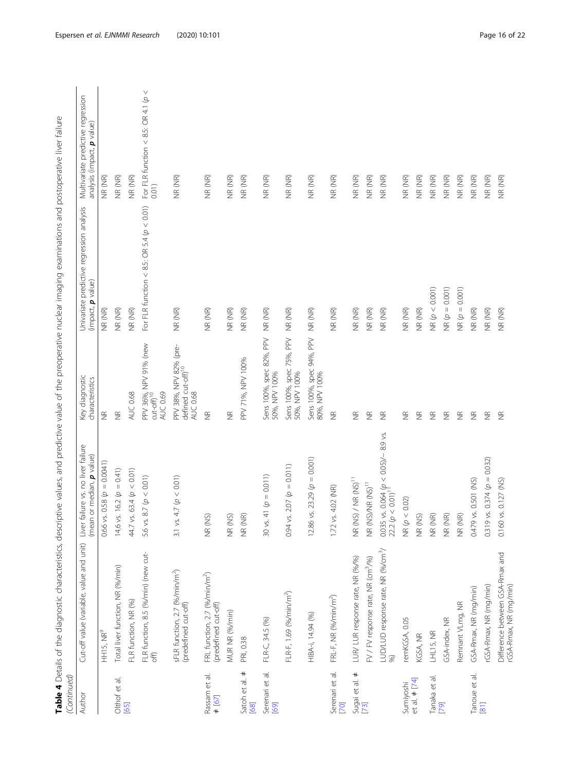**Table 4** Details of the diagnostic characteristics, descriptive values, and predictive value of the preoperative nuclear imaging examinations and postoperative liver failure *(Continued)*

| Author | Cut-off value (variable, value and unit) | Liver failure vs. no liver failure (mean or median, ***p*** value) | Key diagnostic characteristics | Univariate predictive regression analysis (impact, ***p*** value) | Multivariate predictive regression analysis (impact, ***p*** value) |
|---|---|---|---|---|---|
| | HH15, NR[9] | 0.66 vs. 0.58 ($p = 0.0041$) | NR | NR (NR) | NR (NR) |
| Olthof et al. [65] | Total liver function, NR (%/min) | 14.6 vs. 16.2 ($p = 0.41$) | NR | NR (NR) | NR (NR) |
| | FLR function, NR (%) | 44.7 vs. 63.4 ($p < 0.01$) | AUC 0.68 | NR (NR) | NR (NR) |
| | FLR function, 8.5 (%/min) (new cut-off) | 5.6 vs. 8.7 ($p < 0.01$) | PPV 36%, NPV 91% (new cut-off)[10] AUC 0.69 | For FLR function < 8.5: OR 5.4 ($p < 0.01$) | For FLR function < 8.5: OR 4.1 ($p < 0.01$) |
| | sFLR function, 2.7 (%/min/m$^2$) (predefined cut-off) | 3.1 vs. 4.7 ($p < 0.01$) | PPV 38%, NPV 82% (pre-defined cut-off)[10] AUC 0.68 | NR (NR) | NR (NR) |
| Rassam et al. # [67] | FRL function, 2.7 (%/min/m$^2$) (predefined cut-off) | NR (NS) | NR | NR (NR) | NR (NR) |
| | MUR NR (%/min) | NR (NS) | NR | NR (NR) | NR (NR) |
| Satoh et al. # [68] | PRI, 0.38 | NR (NR) | PPV 71%, NPV 100% | NR (NR) | NR (NR) |
| Serenari et al. [69] | FLR-C, 34.5 (%) | 30 vs. 41 ($p = 0.011$) | Sens 100%, spec 82%, PPV 50%, NPV 100% | NR (NR) | NR (NR) |
| | FLR-F, 1.69 (%/min/m$^2$) | 0.94 vs. 2.07 ($p = 0.011$) | Sens 100%, spec 75%, PPV 50%, NPV 100% | NR (NR) | NR (NR) |
| | HIBA-i, 14.94 (%) | 12.86 vs. 23.29 ($p = 0.001$) | Sens 100%, spec 94%, PPV 80%, NPV 100% | NR (NR) | NR (NR) |
| Serenari et al. [70] | FRL-F, NR (%/min/m$^2$) | 1.72 vs. 4.02 (NR) | NR | NR (NR) | NR (NR) |
| Sugai et al. # [73] | LUR/ LUR response rate, NR (%/%) | NR (NS) / NR (NS)[11] | NR | NR (NR) | NR (NR) |
| | FV / FV response rate, NR (cm$^3$/%) | NR (NS)/NR (NS)[11] | NR | NR (NR) | NR (NR) |
| | LUD/LUD response rate, NR (%/cm$^3$/%) | 0.035 vs. 0.064 ($p < 0.05$)/− 8.9 vs. 22.2 ($p < 0.01$)[11] | NR | NR (NR) | NR (NR) |
| Sumiyoshi et al. # [74] | remKGSA, 0.05 | NR ($p < 0.02$) | NR | NR (NR) | NR (NR) |
| | KGSA, NR | NR (NS) | NR | NR (NR) | NR (NR) |
| Tanaka et al. [79] | LHL15, NR | NR (NR) | NR | NR ($p < 0.001$) | NR (NR) |
| | GSA-index, NR | NR (NR) | NR | NR ($p = 0.001$) | NR (NR) |
| | Remnant VLmg, NR | NR (NR) | NR | NR ($p = 0.001$) | NR (NR) |
| Tanoue et al. [81] | GSA-Rmax, NR (mg/min) | 0.479 vs. 0.501 (NS) | NR | NR (NR) | NR (NR) |
| | rGSA-Rmax, NR (mg/min) | 0.319 vs. 0.374 ($p = 0.032$) | NR | NR (NR) | NR (NR) |
| | Difference between GSA-Rmax and rGSA-Rmax, NR (mg/min) | 0.160 vs. 0.127 (NS) | NR | NR (NR) | NR (NR) |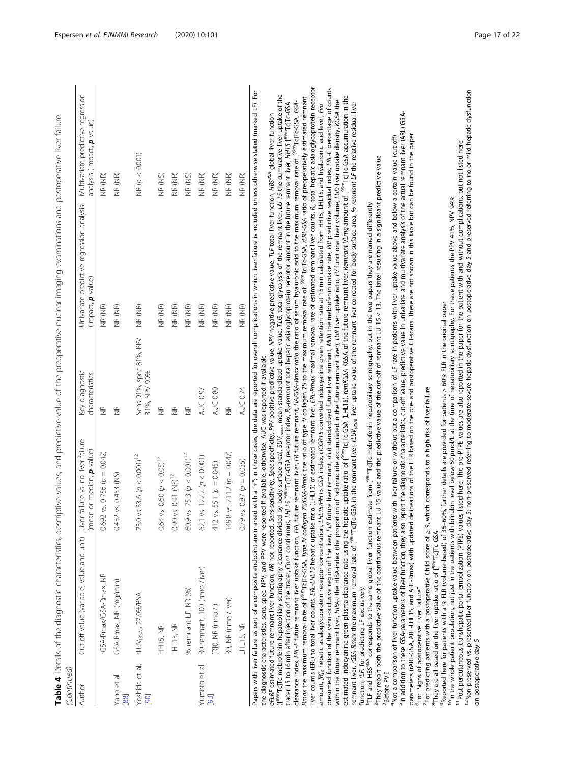**Table 4** Details of the diagnostic characteristics, descriptive values, and predictive value of the preoperative nuclear imaging examinations and postoperative liver failure *(Continued)*

| Author | Cut-off value (variable, value and unit) | Liver failure vs. no liver failure (mean or median, ***p*** value) | Key diagnostic characteristics | Univariate predictive regression analysis (impact, ***p*** value) | Multivariate predictive regression analysis (impact, ***p*** value) |
|---|---|---|---|---|---|
| | rGSA-Rmax/GSA-Rmax, NR | 0.692 vs. 0.756 ($p$ = 0.042) | NR | NR (NR) | NR (NR) |
| Yano et al. [88] | GSA-Rmax, NR (mg/min) | 0.432 vs. 0.453 (NS) | NR | NR (NR) | NR (NR) |
| Yoshida et al. [90] | rLUV$_{(BSA)}$, 27.0%/BSA | 23.0 vs 33.6 ($p$ < 0.001)[12] | Sens 91%, spec 81%, PPV 31%, NPV 99% | NR (NR) | NR ($p$ < 0.001) |
| | HH15, NR | 0.64 vs. 0.60 ($p$ < 0.05)[12] | NR | NR (NR) | NR (NS) |
| | LHL15, NR | 0.90 vs. 0.91 (NS)[12] | NR | NR (NR) | NR (NR) |
| | % remnant LF, NR (%) | 60.9 vs. 75.3 ($p$ < 0.001)[12] | NR | NR (NR) | NR (NS) |
| Yumoto et al. [93] | R0-remnant, 100 (nmol/liver) | 62.1 vs. 122.2 ($p$ < 0.001) | AUC 0.97 | NR (NR) | NR (NR) |
| | [R]0, NR (nmol/l) | 412 vs. 551 ($p$ = 0.045) | AUC 0.80 | NR (NR) | NR (NR) |
| | R0, NR (nmol/liver) | 149.8 vs. 211.2 ($p$ = 0.047) | NR | NR (NR) | NR (NR) |
| | LHL15, NR | 0.79 vs. 0.87 ($p$ = 0.035) | AUC 0.74 | NR (NR) | NR (NR) |

Papers with liver failure as part of a composite endpoint are marked with a "±"; in those cases, the data are reported for overall complications in which liver failure is included unless otherwise stated (marked LF). For the diagnostic characteristics, sens, spec, NPV, and PPV were reported if available; otherwise, AUC was reported if available

*eFLRF* estimated future remnant liver function, *NR* not reported, *Sens* sensitivity, *Spec* specificity, *PPV* positive predictive value, *NPV* negative predictive value, *TLF* total liver function, *HBS*$^{BSA}$ global liver function ([$^{99m}$Tc]Tc-mebrofenin hepatobiliary scintigraphy clearance divided by body surface area), *SUV$_{mean}$* mean standardized uptake value, *TLG*, total glycolysis of the remnant liver, *LU 15* the cumulative liver uptake of the tracer 15 to 16 min after injection of the tracer, *Cont.* continuous, *LHL15* [$^{99m}$Tc]Tc-GSA receptor index, *R$_0$-remnant* total hepatic asialoglycoprotein receptor amount in the future remnant liver, *HH15* [$^{99m}$Tc]Tc-GSA clearance index, *FRL-F* future remnant liver uptake function, *FRL* future remnant liver, *FR* future remnant, *HA/GSA-Rmax ratio* the ratio of serum hyaluronic acid to the maximum removal rate of [$^{99m}$Tc]Tc-GSA, *GSA-Rmax* the maximum removal rate of [$^{99m}$Tc]Tc-GSA, *Type IV collagen 7S/GSA-Rmax* the ratio of type IV collagen 7S to the maximum removal rate of [$^{99m}$Tc]Tc-GSA, *rERL-GSA* ratio of preoperatively estimated remnant liver counts (ERL) to total liver counts, *ERL-LHL15* hepatic uptake ratio (LHL15) of estimated remnant liver, *ERL-Rmax* maximal removal rate of estimated remnant liver counts, *R$_0$* total hepatic asialoglycoprotein receptor amount, *[R]$_0$* hepatic asialoglycoprotein receptor concentration, *LHL15/HH15* GSA index, *cICGR15* converted indocyanine green retention rate at 15 min calculated from HH15, LHL15, and hyaluronic acid level, *Fvo* presumed function of the veno-occlusive region of the liver, *FLR* future liver remnant, *sFLR* standardized future liver remnant, *MUR* the mebrofenin uptake rate, *PRI* predictive residual index, *FRL-C* percentage of counts within the future remnant liver, *HIBA-i* the HIBA-index (the proportion of radionuclide accumulated in the future remnant liver), *LUR* liver uptake ratio, *FV* functional liver volume, *LUD* liver uptake density, *KGSA* the estimated indoyanine green plasma clearance rate using the hepatic uptake ratio of [$^{99m}$Tc]Tc-GSA (LHL15), *remKGSA* KGSA of the future remnant liver, *Remnant VLmg* amount of [$^{99m}$Tc]Tc-GSA accumulation in the remnant liver, *rGSA-Rmax* the maximum removal rate of [$^{99m}$Tc]Tc-GSA in the remnant liver, *rLUV$_{(BSA)}$* liver uptake value of the remnant liver corrected for body surface area, *% remnant LF* the relative residual liver function, *(LF)* for predicting LF exclusively

[1]TLF and HBS$^{BSA}$ corresponds to the same global liver function estimate from [$^{99m}$Tc]Tc-mebrofenin hepatobiliary scintigraphy, but in the two papers they are named differently

[2]They report both the predictive value of the continuous remnant LU 15 value and the predictive value of the cut-off of remnant LU 15 < 13. The latter resulting in a significant predictive value

[3]Before PVE

[4]Not a comparison of liver function uptake value between patients with liver failure or without but a comparison of LF rate in patients with liver uptake value above and below a certain value (cut-off)

[5]In addition to these GSA-parameters of liver function, they also report the diagnostic characteristics, cut-off value, predictive value in univariate and multivariate analysis of the actual remnant liver (ARL) GSA-parameters (rARL-GSA, ARL-LHL15, and ARL-Rmax) with updated delineations of the FLR based on the pre- and postoperative CT-scans. These are not shown in this table but can be found in the paper

[6]For "Signs of postoperative Liver Failure"

[7]For predicting patients with a postoperative Child score of ≥ 9, which corresponds to a high risk of liver failure

[8]They are all based on the liver uptake ratio of [$^{99m}$Tc]Tc-GSA

[9]Reported here for patients with a % FLR (volume-based) of 35–60%, further details are provided for patients > 60% FLR in the original paper

[10]In the whole patient population, not just in the patients with bilirubin level below 50 μmol/L at the time of hepatobiliary scintigraphy. For these patients the PPV 41%, NPV 94%

[11]Post percutaneous transhepatic portal embolization (PTPE) values listed here. The pre-PTPE values are also reported in the paper for the patient with and without complications, but not listed here

[12]Non-preserved vs. preserved liver function on postoperative day 5; non-preserved referring to moderate-severe hepatic dysfunction on postoperative day 5 and preserved referring to no or mild hepatic dysfunction on postoperative day 5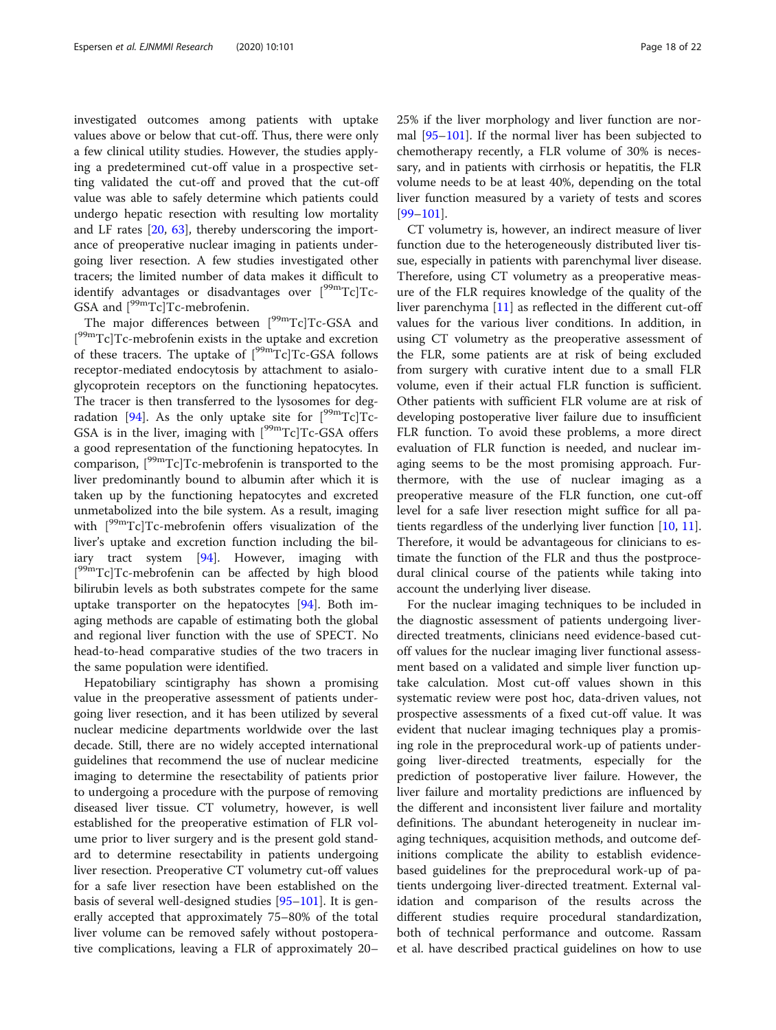investigated outcomes among patients with uptake values above or below that cut-off. Thus, there were only a few clinical utility studies. However, the studies applying a predetermined cut-off value in a prospective setting validated the cut-off and proved that the cut-off value was able to safely determine which patients could undergo hepatic resection with resulting low mortality and LF rates [20, 63], thereby underscoring the importance of preoperative nuclear imaging in patients undergoing liver resection. A few studies investigated other tracers; the limited number of data makes it difficult to identify advantages or disadvantages over [$^{99m}$Tc]Tc-GSA and [$^{99m}$Tc]Tc-mebrofenin.

The major differences between [$^{99m}$Tc]Tc-GSA and [$^{99m}$Tc]Tc-mebrofenin exists in the uptake and excretion of these tracers. The uptake of [$^{99m}$Tc]Tc-GSA follows receptor-mediated endocytosis by attachment to asialoglycoprotein receptors on the functioning hepatocytes. The tracer is then transferred to the lysosomes for degradation [94]. As the only uptake site for [$^{99m}$Tc]Tc-GSA is in the liver, imaging with [$^{99m}$Tc]Tc-GSA offers a good representation of the functioning hepatocytes. In comparison, [$^{99m}$Tc]Tc-mebrofenin is transported to the liver predominantly bound to albumin after which it is taken up by the functioning hepatocytes and excreted unmetabolized into the bile system. As a result, imaging with [$^{99m}$Tc]Tc-mebrofenin offers visualization of the liver's uptake and excretion function including the biliary tract system [94]. However, imaging with [$^{99m}$Tc]Tc-mebrofenin can be affected by high blood bilirubin levels as both substrates compete for the same uptake transporter on the hepatocytes [94]. Both imaging methods are capable of estimating both the global and regional liver function with the use of SPECT. No head-to-head comparative studies of the two tracers in the same population were identified.

Hepatobiliary scintigraphy has shown a promising value in the preoperative assessment of patients undergoing liver resection, and it has been utilized by several nuclear medicine departments worldwide over the last decade. Still, there are no widely accepted international guidelines that recommend the use of nuclear medicine imaging to determine the resectability of patients prior to undergoing a procedure with the purpose of removing diseased liver tissue. CT volumetry, however, is well established for the preoperative estimation of FLR volume prior to liver surgery and is the present gold standard to determine resectability in patients undergoing liver resection. Preoperative CT volumetry cut-off values for a safe liver resection have been established on the basis of several well-designed studies [95–101]. It is generally accepted that approximately 75–80% of the total liver volume can be removed safely without postoperative complications, leaving a FLR of approximately 20–25% if the liver morphology and liver function are normal [95–101]. If the normal liver has been subjected to chemotherapy recently, a FLR volume of 30% is necessary, and in patients with cirrhosis or hepatitis, the FLR volume needs to be at least 40%, depending on the total liver function measured by a variety of tests and scores [99–101].

CT volumetry is, however, an indirect measure of liver function due to the heterogeneously distributed liver tissue, especially in patients with parenchymal liver disease. Therefore, using CT volumetry as a preoperative measure of the FLR requires knowledge of the quality of the liver parenchyma [11] as reflected in the different cut-off values for the various liver conditions. In addition, in using CT volumetry as the preoperative assessment of the FLR, some patients are at risk of being excluded from surgery with curative intent due to a small FLR volume, even if their actual FLR function is sufficient. Other patients with sufficient FLR volume are at risk of developing postoperative liver failure due to insufficient FLR function. To avoid these problems, a more direct evaluation of FLR function is needed, and nuclear imaging seems to be the most promising approach. Furthermore, with the use of nuclear imaging as a preoperative measure of the FLR function, one cut-off level for a safe liver resection might suffice for all patients regardless of the underlying liver function [10, 11]. Therefore, it would be advantageous for clinicians to estimate the function of the FLR and thus the postprocedural clinical course of the patients while taking into account the underlying liver disease.

For the nuclear imaging techniques to be included in the diagnostic assessment of patients undergoing liver-directed treatments, clinicians need evidence-based cut-off values for the nuclear imaging liver functional assessment based on a validated and simple liver function uptake calculation. Most cut-off values shown in this systematic review were post hoc, data-driven values, not prospective assessments of a fixed cut-off value. It was evident that nuclear imaging techniques play a promising role in the preprocedural work-up of patients undergoing liver-directed treatments, especially for the prediction of postoperative liver failure. However, the liver failure and mortality predictions are influenced by the different and inconsistent liver failure and mortality definitions. The abundant heterogeneity in nuclear imaging techniques, acquisition methods, and outcome definitions complicate the ability to establish evidence-based guidelines for the preprocedural work-up of patients undergoing liver-directed treatment. External validation and comparison of the results across the different studies require procedural standardization, both of technical performance and outcome. Rassam et al. have described practical guidelines on how to use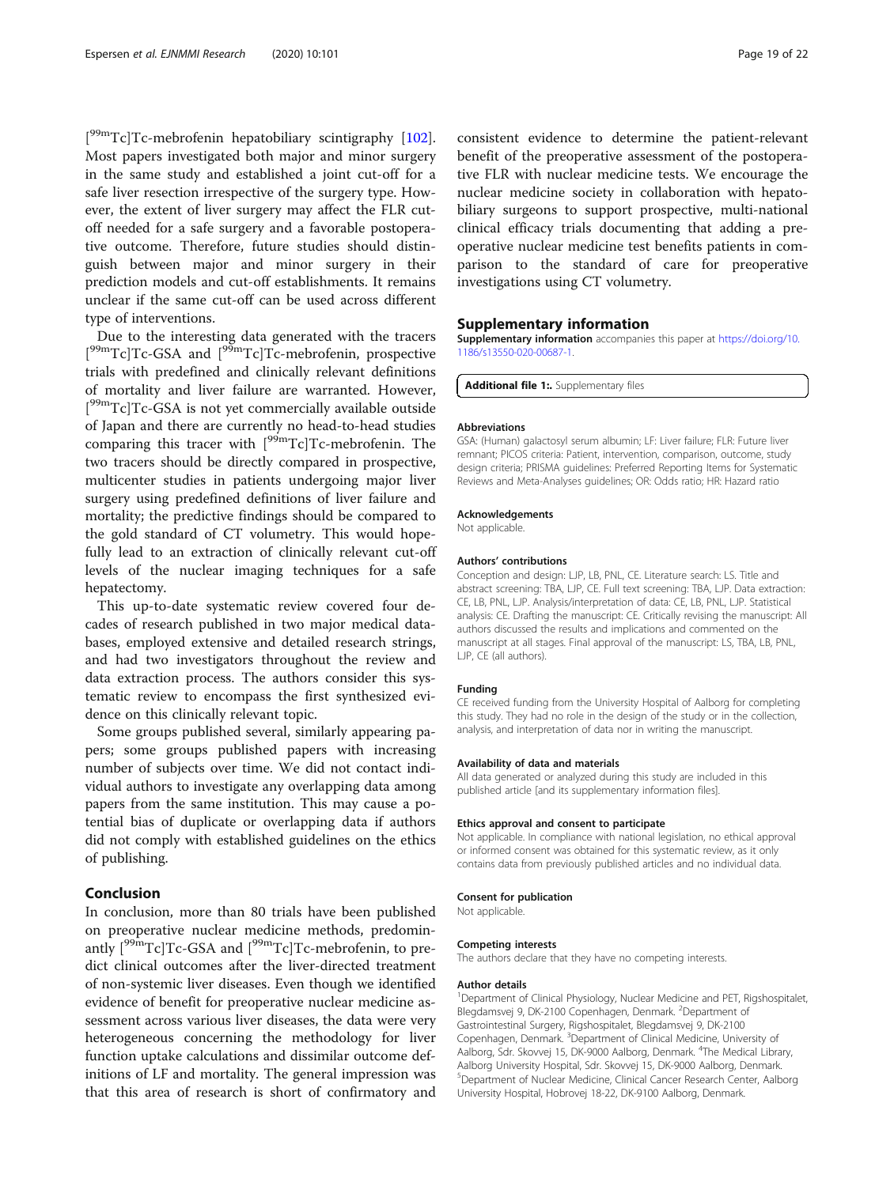[$^{99m}$Tc]Tc-mebrofenin hepatobiliary scintigraphy [102]. Most papers investigated both major and minor surgery in the same study and established a joint cut-off for a safe liver resection irrespective of the surgery type. However, the extent of liver surgery may affect the FLR cut-off needed for a safe surgery and a favorable postoperative outcome. Therefore, future studies should distinguish between major and minor surgery in their prediction models and cut-off establishments. It remains unclear if the same cut-off can be used across different type of interventions.

Due to the interesting data generated with the tracers [$^{99m}$Tc]Tc-GSA and [$^{99m}$Tc]Tc-mebrofenin, prospective trials with predefined and clinically relevant definitions of mortality and liver failure are warranted. However, [$^{99m}$Tc]Tc-GSA is not yet commercially available outside of Japan and there are currently no head-to-head studies comparing this tracer with [$^{99m}$Tc]Tc-mebrofenin. The two tracers should be directly compared in prospective, multicenter studies in patients undergoing major liver surgery using predefined definitions of liver failure and mortality; the predictive findings should be compared to the gold standard of CT volumetry. This would hopefully lead to an extraction of clinically relevant cut-off levels of the nuclear imaging techniques for a safe hepatectomy.

This up-to-date systematic review covered four decades of research published in two major medical databases, employed extensive and detailed research strings, and had two investigators throughout the review and data extraction process. The authors consider this systematic review to encompass the first synthesized evidence on this clinically relevant topic.

Some groups published several, similarly appearing papers; some groups published papers with increasing number of subjects over time. We did not contact individual authors to investigate any overlapping data among papers from the same institution. This may cause a potential bias of duplicate or overlapping data if authors did not comply with established guidelines on the ethics of publishing.

## Conclusion

In conclusion, more than 80 trials have been published on preoperative nuclear medicine methods, predominantly [$^{99m}$Tc]Tc-GSA and [$^{99m}$Tc]Tc-mebrofenin, to predict clinical outcomes after the liver-directed treatment of non-systemic liver diseases. Even though we identified evidence of benefit for preoperative nuclear medicine assessment across various liver diseases, the data were very heterogeneous concerning the methodology for liver function uptake calculations and dissimilar outcome definitions of LF and mortality. The general impression was that this area of research is short of confirmatory and consistent evidence to determine the patient-relevant benefit of the preoperative assessment of the postoperative FLR with nuclear medicine tests. We encourage the nuclear medicine society in collaboration with hepatobiliary surgeons to support prospective, multi-national clinical efficacy trials documenting that adding a preoperative nuclear medicine test benefits patients in comparison to the standard of care for preoperative investigations using CT volumetry.

## Supplementary information

**Supplementary information** accompanies this paper at https://doi.org/10.1186/s13550-020-00687-1.

**Additional file 1:.** Supplementary files

### Abbreviations

GSA: (Human) galactosyl serum albumin; LF: Liver failure; FLR: Future liver remnant; PICOS criteria: Patient, intervention, comparison, outcome, study design criteria; PRISMA guidelines: Preferred Reporting Items for Systematic Reviews and Meta-Analyses guidelines; OR: Odds ratio; HR: Hazard ratio

### Acknowledgements

Not applicable.

### Authors' contributions

Conception and design: LJP, LB, PNL, CE. Literature search: LS. Title and abstract screening: TBA, LJP, CE. Full text screening: TBA, LJP. Data extraction: CE, LB, PNL, LJP. Analysis/interpretation of data: CE, LB, PNL, LJP. Statistical analysis: CE. Drafting the manuscript: CE. Critically revising the manuscript: All authors discussed the results and implications and commented on the manuscript at all stages. Final approval of the manuscript: LS, TBA, LB, PNL, LJP, CE (all authors).

### Funding

CE received funding from the University Hospital of Aalborg for completing this study. They had no role in the design of the study or in the collection, analysis, and interpretation of data nor in writing the manuscript.

### Availability of data and materials

All data generated or analyzed during this study are included in this published article [and its supplementary information files].

### Ethics approval and consent to participate

Not applicable. In compliance with national legislation, no ethical approval or informed consent was obtained for this systematic review, as it only contains data from previously published articles and no individual data.

### Consent for publication

Not applicable.

### Competing interests

The authors declare that they have no competing interests.

### Author details

[1]Department of Clinical Physiology, Nuclear Medicine and PET, Rigshospitalet, Blegdamsvej 9, DK-2100 Copenhagen, Denmark. [2]Department of Gastrointestinal Surgery, Rigshospitalet, Blegdamsvej 9, DK-2100 Copenhagen, Denmark. [3]Department of Clinical Medicine, University of Aalborg, Sdr. Skovvej 15, DK-9000 Aalborg, Denmark. [4]The Medical Library, Aalborg University Hospital, Sdr. Skovvej 15, DK-9000 Aalborg, Denmark. [5]Department of Nuclear Medicine, Clinical Cancer Research Center, Aalborg University Hospital, Hobrovej 18-22, DK-9100 Aalborg, Denmark.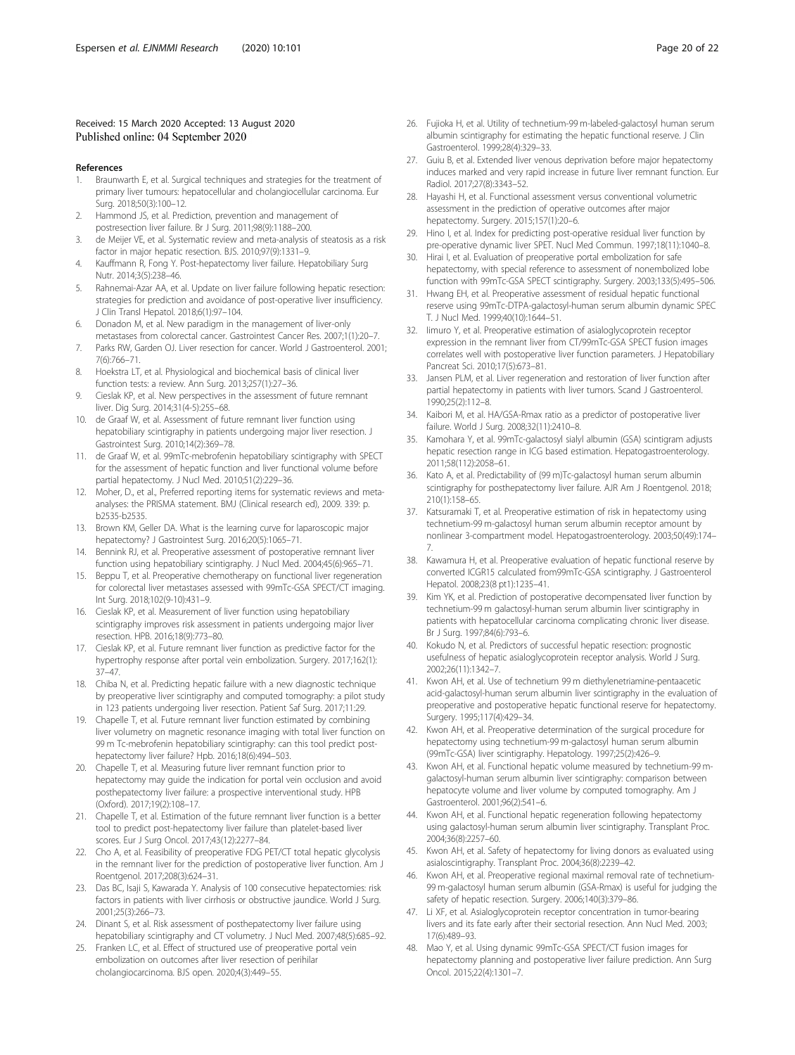Received: 15 March 2020 Accepted: 13 August 2020
Published online: 04 September 2020

## References

1. Braunwarth E, et al. Surgical techniques and strategies for the treatment of primary liver tumours: hepatocellular and cholangiocellular carcinoma. Eur Surg. 2018;50(3):100–12.
2. Hammond JS, et al. Prediction, prevention and management of postresection liver failure. Br J Surg. 2011;98(9):1188–200.
3. de Meijer VE, et al. Systematic review and meta-analysis of steatosis as a risk factor in major hepatic resection. BJS. 2010;97(9):1331–9.
4. Kauffmann R, Fong Y. Post-hepatectomy liver failure. Hepatobiliary Surg Nutr. 2014;3(5):238–46.
5. Rahnemai-Azar AA, et al. Update on liver failure following hepatic resection: strategies for prediction and avoidance of post-operative liver insufficiency. J Clin Transl Hepatol. 2018;6(1):97–104.
6. Donadon M, et al. New paradigm in the management of liver-only metastases from colorectal cancer. Gastrointest Cancer Res. 2007;1(1):20–7.
7. Parks RW, Garden OJ. Liver resection for cancer. World J Gastroenterol. 2001; 7(6):766–71.
8. Hoekstra LT, et al. Physiological and biochemical basis of clinical liver function tests: a review. Ann Surg. 2013;257(1):27–36.
9. Cieslak KP, et al. New perspectives in the assessment of future remnant liver. Dig Surg. 2014;31(4-5):255–68.
10. de Graaf W, et al. Assessment of future remnant liver function using hepatobiliary scintigraphy in patients undergoing major liver resection. J Gastrointest Surg. 2010;14(2):369–78.
11. de Graaf W, et al. 99mTc-mebrofenin hepatobiliary scintigraphy with SPECT for the assessment of hepatic function and liver functional volume before partial hepatectomy. J Nucl Med. 2010;51(2):229–36.
12. Moher, D., et al., Preferred reporting items for systematic reviews and meta-analyses: the PRISMA statement. BMJ (Clinical research ed), 2009. 339: p. b2535-b2535.
13. Brown KM, Geller DA. What is the learning curve for laparoscopic major hepatectomy? J Gastrointest Surg. 2016;20(5):1065–71.
14. Bennink RJ, et al. Preoperative assessment of postoperative remnant liver function using hepatobiliary scintigraphy. J Nucl Med. 2004;45(6):965–71.
15. Beppu T, et al. Preoperative chemotherapy on functional liver regeneration for colorectal liver metastases assessed with 99mTc-GSA SPECT/CT imaging. Int Surg. 2018;102(9-10):431–9.
16. Cieslak KP, et al. Measurement of liver function using hepatobiliary scintigraphy improves risk assessment in patients undergoing major liver resection. HPB. 2016;18(9):773–80.
17. Cieslak KP, et al. Future remnant liver function as predictive factor for the hypertrophy response after portal vein embolization. Surgery. 2017;162(1): 37–47.
18. Chiba N, et al. Predicting hepatic failure with a new diagnostic technique by preoperative liver scintigraphy and computed tomography: a pilot study in 123 patients undergoing liver resection. Patient Saf Surg. 2017;11:29.
19. Chapelle T, et al. Future remnant liver function estimated by combining liver volumetry on magnetic resonance imaging with total liver function on 99 m Tc-mebrofenin hepatobiliary scintigraphy: can this tool predict post-hepatectomy liver failure? Hpb. 2016;18(6):494–503.
20. Chapelle T, et al. Measuring future liver remnant function prior to hepatectomy may guide the indication for portal vein occlusion and avoid posthepatectomy liver failure: a prospective interventional study. HPB (Oxford). 2017;19(2):108–17.
21. Chapelle T, et al. Estimation of the future remnant liver function is a better tool to predict post-hepatectomy liver failure than platelet-based liver scores. Eur J Surg Oncol. 2017;43(12):2277–84.
22. Cho A, et al. Feasibility of preoperative FDG PET/CT total hepatic glycolysis in the remnant liver for the prediction of postoperative liver function. Am J Roentgenol. 2017;208(3):624–31.
23. Das BC, Isaji S, Kawarada Y. Analysis of 100 consecutive hepatectomies: risk factors in patients with liver cirrhosis or obstructive jaundice. World J Surg. 2001;25(3):266–73.
24. Dinant S, et al. Risk assessment of posthepatectomy liver failure using hepatobiliary scintigraphy and CT volumetry. J Nucl Med. 2007;48(5):685–92.
25. Franken LC, et al. Effect of structured use of preoperative portal vein embolization on outcomes after liver resection of perihilar cholangiocarcinoma. BJS open. 2020;4(3):449–55.
26. Fujioka H, et al. Utility of technetium-99 m-labeled-galactosyl human serum albumin scintigraphy for estimating the hepatic functional reserve. J Clin Gastroenterol. 1999;28(4):329–33.
27. Guiu B, et al. Extended liver venous deprivation before major hepatectomy induces marked and very rapid increase in future liver remnant function. Eur Radiol. 2017;27(8):3343–52.
28. Hayashi H, et al. Functional assessment versus conventional volumetric assessment in the prediction of operative outcomes after major hepatectomy. Surgery. 2015;157(1):20–6.
29. Hino I, et al. Index for predicting post-operative residual liver function by pre-operative dynamic liver SPET. Nucl Med Commun. 1997;18(11):1040–8.
30. Hirai I, et al. Evaluation of preoperative portal embolization for safe hepatectomy, with special reference to assessment of nonembolized lobe function with 99mTc-GSA SPECT scintigraphy. Surgery. 2003;133(5):495–506.
31. Hwang EH, et al. Preoperative assessment of residual hepatic functional reserve using 99mTc-DTPA-galactosyl-human serum albumin dynamic SPEC T. J Nucl Med. 1999;40(10):1644–51.
32. Iimuro Y, et al. Preoperative estimation of asialoglycoprotein receptor expression in the remnant liver from CT/99mTc-GSA SPECT fusion images correlates well with postoperative liver function parameters. J Hepatobiliary Pancreat Sci. 2010;17(5):673–81.
33. Jansen PLM, et al. Liver regeneration and restoration of liver function after partial hepatectomy in patients with liver tumors. Scand J Gastroenterol. 1990;25(2):112–8.
34. Kaibori M, et al. HA/GSA-Rmax ratio as a predictor of postoperative liver failure. World J Surg. 2008;32(11):2410–8.
35. Kamohara Y, et al. 99mTc-galactosyl sialyl albumin (GSA) scintigram adjusts hepatic resection range in ICG based estimation. Hepatogastroenterology. 2011;58(112):2058–61.
36. Kato A, et al. Predictability of (99 m)Tc-galactosyl human serum albumin scintigraphy for posthepatectomy liver failure. AJR Am J Roentgenol. 2018; 210(1):158–65.
37. Katsuramaki T, et al. Preoperative estimation of risk in hepatectomy using technetium-99 m-galactosyl human serum albumin receptor amount by nonlinear 3-compartment model. Hepatogastroenterology. 2003;50(49):174–7.
38. Kawamura H, et al. Preoperative evaluation of hepatic functional reserve by converted ICGR15 calculated from99mTc-GSA scintigraphy. J Gastroenterol Hepatol. 2008;23(8 pt1):1235–41.
39. Kim YK, et al. Prediction of postoperative decompensated liver function by technetium-99 m galactosyl-human serum albumin liver scintigraphy in patients with hepatocellular carcinoma complicating chronic liver disease. Br J Surg. 1997;84(6):793–6.
40. Kokudo N, et al. Predictors of successful hepatic resection: prognostic usefulness of hepatic asialoglycoprotein receptor analysis. World J Surg. 2002;26(11):1342–7.
41. Kwon AH, et al. Use of technetium 99 m diethylenetriamine-pentaacetic acid-galactosyl-human serum albumin liver scintigraphy in the evaluation of preoperative and postoperative hepatic functional reserve for hepatectomy. Surgery. 1995;117(4):429–34.
42. Kwon AH, et al. Preoperative determination of the surgical procedure for hepatectomy using technetium-99 m-galactosyl human serum albumin (99mTc-GSA) liver scintigraphy. Hepatology. 1997;25(2):426–9.
43. Kwon AH, et al. Functional hepatic volume measured by technetium-99 m-galactosyl-human serum albumin liver scintigraphy: comparison between hepatocyte volume and liver volume by computed tomography. Am J Gastroenterol. 2001;96(2):541–6.
44. Kwon AH, et al. Functional hepatic regeneration following hepatectomy using galactosyl-human serum albumin liver scintigraphy. Transplant Proc. 2004;36(8):2257–60.
45. Kwon AH, et al. Safety of hepatectomy for living donors as evaluated using asialoscintigraphy. Transplant Proc. 2004;36(8):2239–42.
46. Kwon AH, et al. Preoperative regional maximal removal rate of technetium-99 m-galactosyl human serum albumin (GSA-Rmax) is useful for judging the safety of hepatic resection. Surgery. 2006;140(3):379–86.
47. Li XF, et al. Asialoglycoprotein receptor concentration in tumor-bearing livers and its fate early after their sectorial resection. Ann Nucl Med. 2003; 17(6):489–93.
48. Mao Y, et al. Using dynamic 99mTc-GSA SPECT/CT fusion images for hepatectomy planning and postoperative liver failure prediction. Ann Surg Oncol. 2015;22(4):1301–7.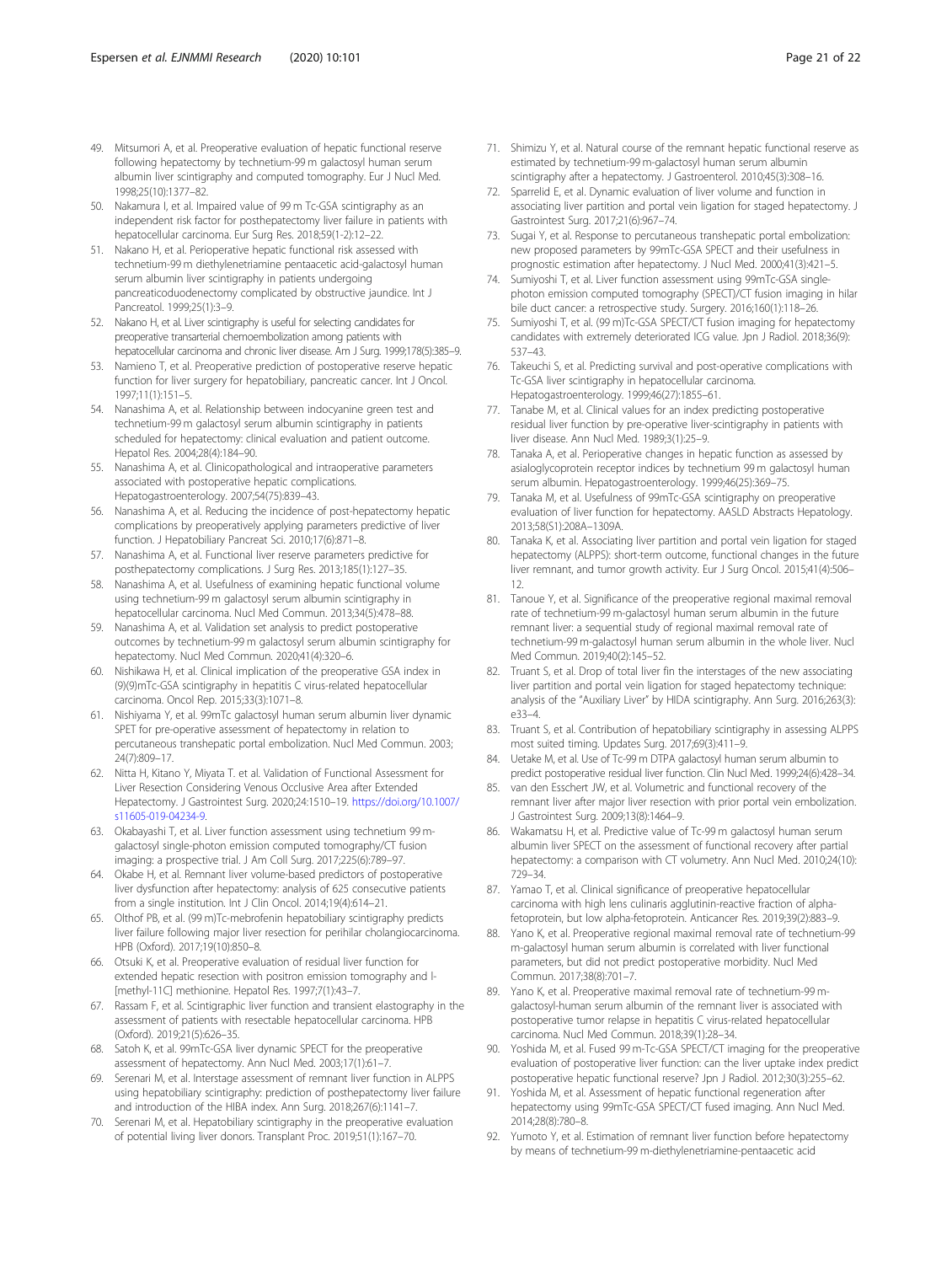49. Mitsumori A, et al. Preoperative evaluation of hepatic functional reserve following hepatectomy by technetium-99 m galactosyl human serum albumin liver scintigraphy and computed tomography. Eur J Nucl Med. 1998;25(10):1377–82.
50. Nakamura I, et al. Impaired value of 99 m Tc-GSA scintigraphy as an independent risk factor for posthepatectomy liver failure in patients with hepatocellular carcinoma. Eur Surg Res. 2018;59(1-2):12–22.
51. Nakano H, et al. Perioperative hepatic functional risk assessed with technetium-99 m diethylenetriamine pentaacetic acid-galactosyl human serum albumin liver scintigraphy in patients undergoing pancreaticoduodenectomy complicated by obstructive jaundice. Int J Pancreatol. 1999;25(1):3–9.
52. Nakano H, et al. Liver scintigraphy is useful for selecting candidates for preoperative transarterial chemoembolization among patients with hepatocellular carcinoma and chronic liver disease. Am J Surg. 1999;178(5):385–9.
53. Namieno T, et al. Preoperative prediction of postoperative reserve hepatic function for liver surgery for hepatobiliary, pancreatic cancer. Int J Oncol. 1997;11(1):151–5.
54. Nanashima A, et al. Relationship between indocyanine green test and technetium-99 m galactosyl serum albumin scintigraphy in patients scheduled for hepatectomy: clinical evaluation and patient outcome. Hepatol Res. 2004;28(4):184–90.
55. Nanashima A, et al. Clinicopathological and intraoperative parameters associated with postoperative hepatic complications. Hepatogastroenterology. 2007;54(75):839–43.
56. Nanashima A, et al. Reducing the incidence of post-hepatectomy hepatic complications by preoperatively applying parameters predictive of liver function. J Hepatobiliary Pancreat Sci. 2010;17(6):871–8.
57. Nanashima A, et al. Functional liver reserve parameters predictive for posthepatectomy complications. J Surg Res. 2013;185(1):127–35.
58. Nanashima A, et al. Usefulness of examining hepatic functional volume using technetium-99 m galactosyl serum albumin scintigraphy in hepatocellular carcinoma. Nucl Med Commun. 2013;34(5):478–88.
59. Nanashima A, et al. Validation set analysis to predict postoperative outcomes by technetium-99 m galactosyl serum albumin scintigraphy for hepatectomy. Nucl Med Commun. 2020;41(4):320–6.
60. Nishikawa H, et al. Clinical implication of the preoperative GSA index in (9)(9)mTc-GSA scintigraphy in hepatitis C virus-related hepatocellular carcinoma. Oncol Rep. 2015;33(3):1071–8.
61. Nishiyama Y, et al. 99mTc galactosyl human serum albumin liver dynamic SPET for pre-operative assessment of hepatectomy in relation to percutaneous transhepatic portal embolization. Nucl Med Commun. 2003;24(7):809–17.
62. Nitta H, Kitano Y, Miyata T. et al. Validation of Functional Assessment for Liver Resection Considering Venous Occlusive Area after Extended Hepatectomy. J Gastrointest Surg. 2020;24:1510–19. https://doi.org/10.1007/s11605-019-04234-9.
63. Okabayashi T, et al. Liver function assessment using technetium 99 m-galactosyl single-photon emission computed tomography/CT fusion imaging: a prospective trial. J Am Coll Surg. 2017;225(6):789–97.
64. Okabe H, et al. Remnant liver volume-based predictors of postoperative liver dysfunction after hepatectomy: analysis of 625 consecutive patients from a single institution. Int J Clin Oncol. 2014;19(4):614–21.
65. Olthof PB, et al. (99 m)Tc-mebrofenin hepatobiliary scintigraphy predicts liver failure following major liver resection for perihilar cholangiocarcinoma. HPB (Oxford). 2017;19(10):850–8.
66. Otsuki K, et al. Preoperative evaluation of residual liver function for extended hepatic resection with positron emission tomography and l-[methyl-11C] methionine. Hepatol Res. 1997;7(1):43–7.
67. Rassam F, et al. Scintigraphic liver function and transient elastography in the assessment of patients with resectable hepatocellular carcinoma. HPB (Oxford). 2019;21(5):626–35.
68. Satoh K, et al. 99mTc-GSA liver dynamic SPECT for the preoperative assessment of hepatectomy. Ann Nucl Med. 2003;17(1):61–7.
69. Serenari M, et al. Interstage assessment of remnant liver function in ALPPS using hepatobiliary scintigraphy: prediction of posthepatectomy liver failure and introduction of the HIBA index. Ann Surg. 2018;267(6):1141–7.
70. Serenari M, et al. Hepatobiliary scintigraphy in the preoperative evaluation of potential living liver donors. Transplant Proc. 2019;51(1):167–70.
71. Shimizu Y, et al. Natural course of the remnant hepatic functional reserve as estimated by technetium-99 m-galactosyl human serum albumin scintigraphy after a hepatectomy. J Gastroenterol. 2010;45(3):308–16.
72. Sparrelid E, et al. Dynamic evaluation of liver volume and function in associating liver partition and portal vein ligation for staged hepatectomy. J Gastrointest Surg. 2017;21(6):967–74.
73. Sugai Y, et al. Response to percutaneous transhepatic portal embolization: new proposed parameters by 99mTc-GSA SPECT and their usefulness in prognostic estimation after hepatectomy. J Nucl Med. 2000;41(3):421–5.
74. Sumiyoshi T, et al. Liver function assessment using 99mTc-GSA single-photon emission computed tomography (SPECT)/CT fusion imaging in hilar bile duct cancer: a retrospective study. Surgery. 2016;160(1):118–26.
75. Sumiyoshi T, et al. (99 m)Tc-GSA SPECT/CT fusion imaging for hepatectomy candidates with extremely deteriorated ICG value. Jpn J Radiol. 2018;36(9):537–43.
76. Takeuchi S, et al. Predicting survival and post-operative complications with Tc-GSA liver scintigraphy in hepatocellular carcinoma. Hepatogastroenterology. 1999;46(27):1855–61.
77. Tanabe M, et al. Clinical values for an index predicting postoperative residual liver function by pre-operative liver-scintigraphy in patients with liver disease. Ann Nucl Med. 1989;3(1):25–9.
78. Tanaka A, et al. Perioperative changes in hepatic function as assessed by asialoglycoprotein receptor indices by technetium 99 m galactosyl human serum albumin. Hepatogastroenterology. 1999;46(25):369–75.
79. Tanaka M, et al. Usefulness of 99mTc-GSA scintigraphy on preoperative evaluation of liver function for hepatectomy. AASLD Abstracts Hepatology. 2013;58(S1):208A–1309A.
80. Tanaka K, et al. Associating liver partition and portal vein ligation for staged hepatectomy (ALPPS): short-term outcome, functional changes in the future liver remnant, and tumor growth activity. Eur J Surg Oncol. 2015;41(4):506–12.
81. Tanoue Y, et al. Significance of the preoperative regional maximal removal rate of technetium-99 m-galactosyl human serum albumin in the future remnant liver: a sequential study of regional maximal removal rate of technetium-99 m-galactosyl human serum albumin in the whole liver. Nucl Med Commun. 2019;40(2):145–52.
82. Truant S, et al. Drop of total liver fin the interstages of the new associating liver partition and portal vein ligation for staged hepatectomy technique: analysis of the "Auxiliary Liver" by HIDA scintigraphy. Ann Surg. 2016;263(3):e33–4.
83. Truant S, et al. Contribution of hepatobiliary scintigraphy in assessing ALPPS most suited timing. Updates Surg. 2017;69(3):411–9.
84. Uetake M, et al. Use of Tc-99 m DTPA galactosyl human serum albumin to predict postoperative residual liver function. Clin Nucl Med. 1999;24(6):428–34.
85. van den Esschert JW, et al. Volumetric and functional recovery of the remnant liver after major liver resection with prior portal vein embolization. J Gastrointest Surg. 2009;13(8):1464–9.
86. Wakamatsu H, et al. Predictive value of Tc-99 m galactosyl human serum albumin liver SPECT on the assessment of functional recovery after partial hepatectomy: a comparison with CT volumetry. Ann Nucl Med. 2010;24(10):729–34.
87. Yamao T, et al. Clinical significance of preoperative hepatocellular carcinoma with high lens culinaris agglutinin-reactive fraction of alpha-fetoprotein, but low alpha-fetoprotein. Anticancer Res. 2019;39(2):883–9.
88. Yano K, et al. Preoperative regional maximal removal rate of technetium-99 m-galactosyl human serum albumin is correlated with liver functional parameters, but did not predict postoperative morbidity. Nucl Med Commun. 2017;38(8):701–7.
89. Yano K, et al. Preoperative maximal removal rate of technetium-99 m-galactosyl-human serum albumin of the remnant liver is associated with postoperative tumor relapse in hepatitis C virus-related hepatocellular carcinoma. Nucl Med Commun. 2018;39(1):28–34.
90. Yoshida M, et al. Fused 99 m-Tc-GSA SPECT/CT imaging for the preoperative evaluation of postoperative liver function: can the liver uptake index predict postoperative hepatic functional reserve? Jpn J Radiol. 2012;30(3):255–62.
91. Yoshida M, et al. Assessment of hepatic functional regeneration after hepatectomy using 99mTc-GSA SPECT/CT fused imaging. Ann Nucl Med. 2014;28(8):780–8.
92. Yumoto Y, et al. Estimation of remnant liver function before hepatectomy by means of technetium-99 m-diethylenetriamine-pentaacetic acid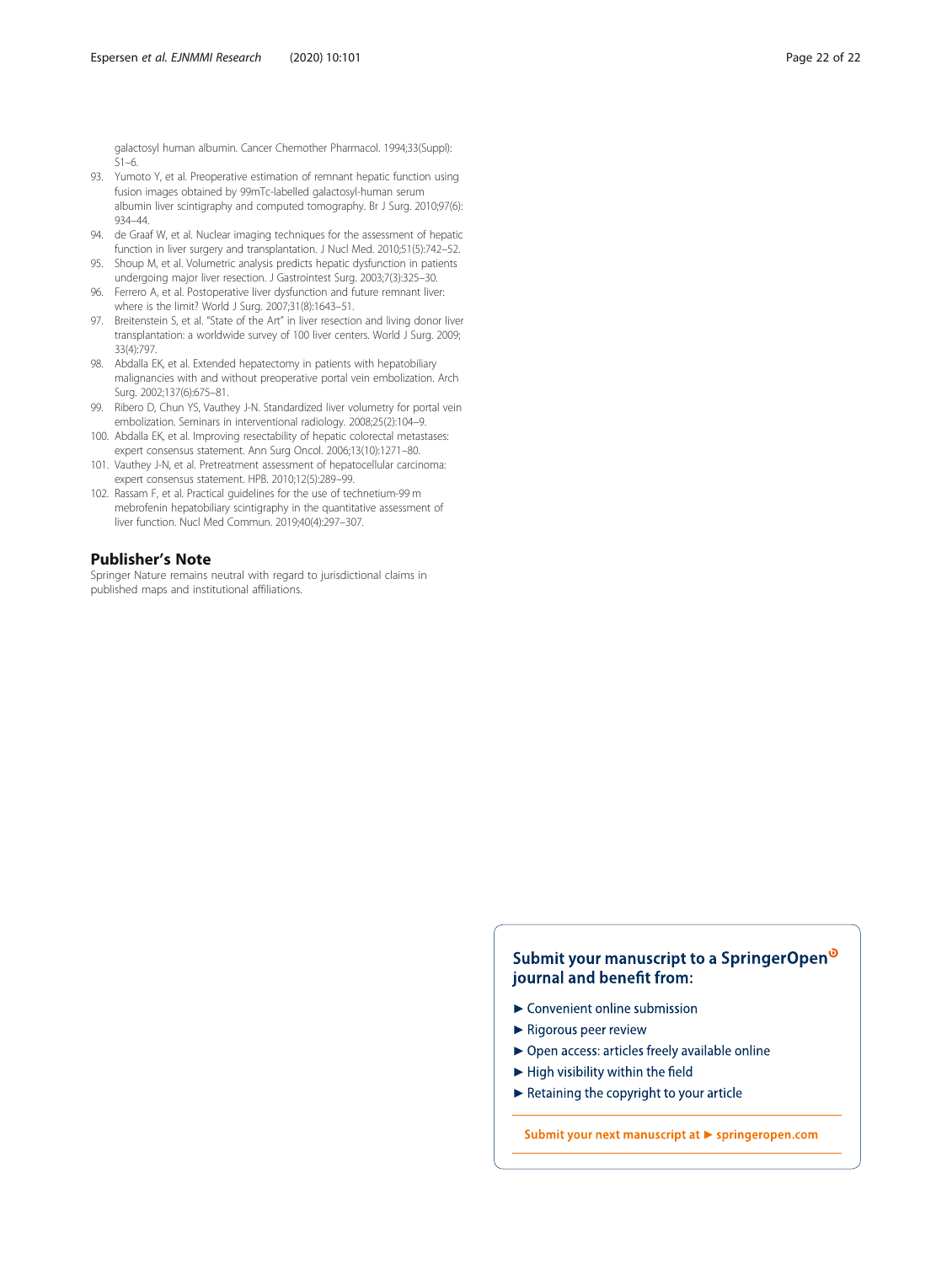galactosyl human albumin. Cancer Chemother Pharmacol. 1994;33(Suppl): S1–6.

93. Yumoto Y, et al. Preoperative estimation of remnant hepatic function using fusion images obtained by 99mTc-labelled galactosyl-human serum albumin liver scintigraphy and computed tomography. Br J Surg. 2010;97(6): 934–44.
94. de Graaf W, et al. Nuclear imaging techniques for the assessment of hepatic function in liver surgery and transplantation. J Nucl Med. 2010;51(5):742–52.
95. Shoup M, et al. Volumetric analysis predicts hepatic dysfunction in patients undergoing major liver resection. J Gastrointest Surg. 2003;7(3):325–30.
96. Ferrero A, et al. Postoperative liver dysfunction and future remnant liver: where is the limit? World J Surg. 2007;31(8):1643–51.
97. Breitenstein S, et al. "State of the Art" in liver resection and living donor liver transplantation: a worldwide survey of 100 liver centers. World J Surg. 2009; 33(4):797.
98. Abdalla EK, et al. Extended hepatectomy in patients with hepatobiliary malignancies with and without preoperative portal vein embolization. Arch Surg. 2002;137(6):675–81.
99. Ribero D, Chun YS, Vauthey J-N. Standardized liver volumetry for portal vein embolization. Seminars in interventional radiology. 2008;25(2):104–9.
100. Abdalla EK, et al. Improving resectability of hepatic colorectal metastases: expert consensus statement. Ann Surg Oncol. 2006;13(10):1271–80.
101. Vauthey J-N, et al. Pretreatment assessment of hepatocellular carcinoma: expert consensus statement. HPB. 2010;12(5):289–99.
102. Rassam F, et al. Practical guidelines for the use of technetium-99 m mebrofenin hepatobiliary scintigraphy in the quantitative assessment of liver function. Nucl Med Commun. 2019;40(4):297–307.

## Publisher's Note

Springer Nature remains neutral with regard to jurisdictional claims in published maps and institutional affiliations.

**Submit your manuscript to a SpringerOpen journal and benefit from:**

- ► Convenient online submission
- ► Rigorous peer review
- ► Open access: articles freely available online
- ► High visibility within the field
- ► Retaining the copyright to your article

**Submit your next manuscript at ► springeropen.com**